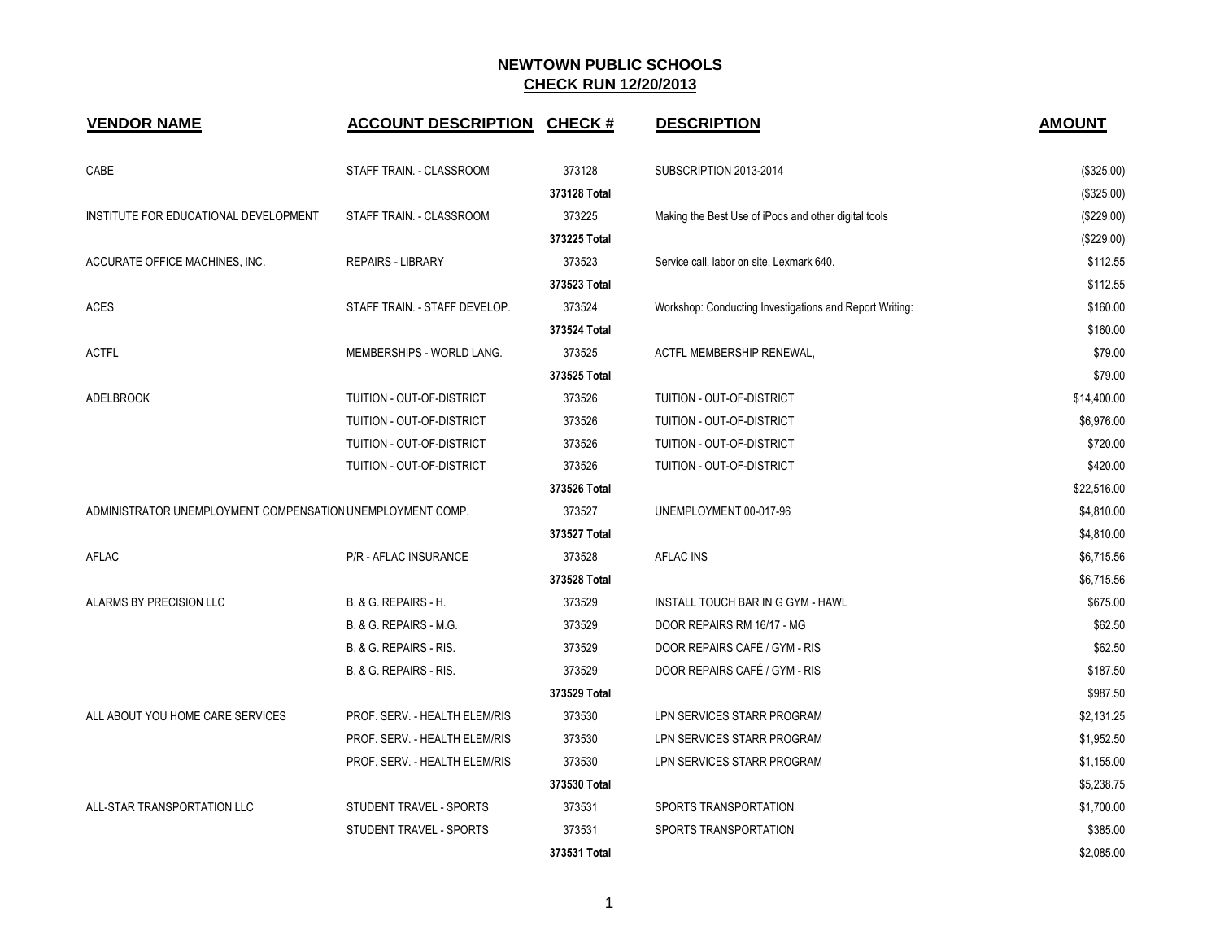# NEWTOWN PUBLIC SCHOOLS

## CHECK RUN 12/20/2013

| VENDOR NAME | ACCOUNT DESCRIPTION | CHECK # | DESCRIPTION | AMOUNT |
|---|---|---|---|---|
| CABE | STAFF TRAIN. - CLASSROOM | 373128 | SUBSCRIPTION 2013-2014 | ($325.00) |
| | | 373128 Total | | ($325.00) |
| INSTITUTE FOR EDUCATIONAL DEVELOPMENT | STAFF TRAIN. - CLASSROOM | 373225 | Making the Best Use of iPods and other digital tools | ($229.00) |
| | | 373225 Total | | ($229.00) |
| ACCURATE OFFICE MACHINES, INC. | REPAIRS - LIBRARY | 373523 | Service call, labor on site, Lexmark 640. | $112.55 |
| | | 373523 Total | | $112.55 |
| ACES | STAFF TRAIN. - STAFF DEVELOP. | 373524 | Workshop: Conducting Investigations and Report Writing: | $160.00 |
| | | 373524 Total | | $160.00 |
| ACTFL | MEMBERSHIPS - WORLD LANG. | 373525 | ACTFL MEMBERSHIP RENEWAL, | $79.00 |
| | | 373525 Total | | $79.00 |
| ADELBROOK | TUITION - OUT-OF-DISTRICT | 373526 | TUITION - OUT-OF-DISTRICT | $14,400.00 |
| | TUITION - OUT-OF-DISTRICT | 373526 | TUITION - OUT-OF-DISTRICT | $6,976.00 |
| | TUITION - OUT-OF-DISTRICT | 373526 | TUITION - OUT-OF-DISTRICT | $720.00 |
| | TUITION - OUT-OF-DISTRICT | 373526 | TUITION - OUT-OF-DISTRICT | $420.00 |
| | | 373526 Total | | $22,516.00 |
| ADMINISTRATOR UNEMPLOYMENT COMPENSATION | UNEMPLOYMENT COMP. | 373527 | UNEMPLOYMENT 00-017-96 | $4,810.00 |
| | | 373527 Total | | $4,810.00 |
| AFLAC | P/R - AFLAC INSURANCE | 373528 | AFLAC INS | $6,715.56 |
| | | 373528 Total | | $6,715.56 |
| ALARMS BY PRECISION LLC | B. & G. REPAIRS - H. | 373529 | INSTALL TOUCH BAR IN G GYM - HAWL | $675.00 |
| | B. & G. REPAIRS - M.G. | 373529 | DOOR REPAIRS RM 16/17 - MG | $62.50 |
| | B. & G. REPAIRS - RIS. | 373529 | DOOR REPAIRS CAFÉ / GYM - RIS | $62.50 |
| | B. & G. REPAIRS - RIS. | 373529 | DOOR REPAIRS CAFÉ / GYM - RIS | $187.50 |
| | | 373529 Total | | $987.50 |
| ALL ABOUT YOU HOME CARE SERVICES | PROF. SERV. - HEALTH ELEM/RIS | 373530 | LPN SERVICES STARR PROGRAM | $2,131.25 |
| | PROF. SERV. - HEALTH ELEM/RIS | 373530 | LPN SERVICES STARR PROGRAM | $1,952.50 |
| | PROF. SERV. - HEALTH ELEM/RIS | 373530 | LPN SERVICES STARR PROGRAM | $1,155.00 |
| | | 373530 Total | | $5,238.75 |
| ALL-STAR TRANSPORTATION LLC | STUDENT TRAVEL - SPORTS | 373531 | SPORTS TRANSPORTATION | $1,700.00 |
| | STUDENT TRAVEL - SPORTS | 373531 | SPORTS TRANSPORTATION | $385.00 |
| | | 373531 Total | | $2,085.00 |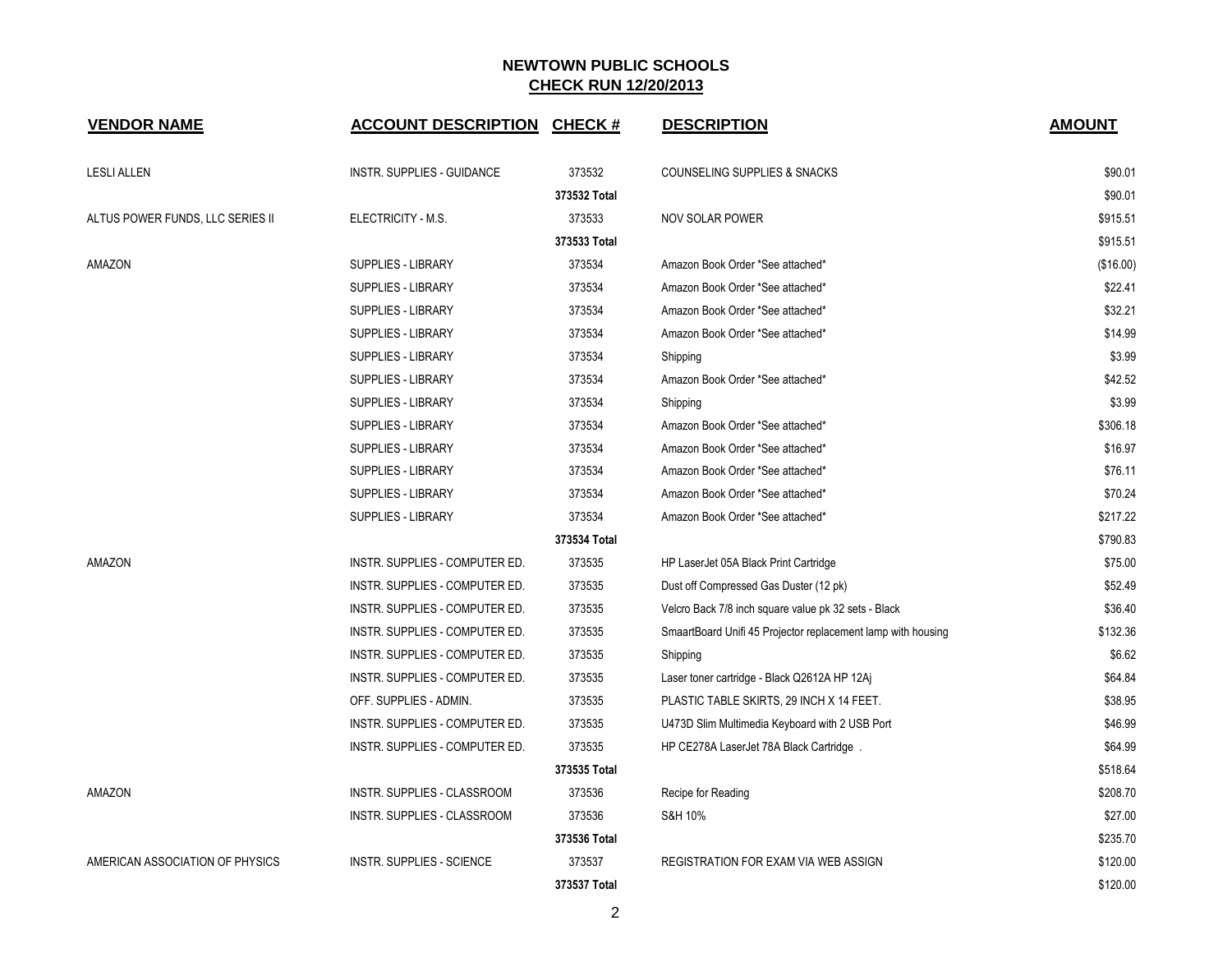# NEWTOWN PUBLIC SCHOOLS

## CHECK RUN 12/20/2013

| VENDOR NAME | ACCOUNT DESCRIPTION | CHECK # | DESCRIPTION | AMOUNT |
|---|---|---|---|---|
| LESLI ALLEN | INSTR. SUPPLIES - GUIDANCE | 373532 | COUNSELING SUPPLIES & SNACKS | $90.01 |
| | | 373532 Total | | $90.01 |
| ALTUS POWER FUNDS, LLC SERIES II | ELECTRICITY - M.S. | 373533 | NOV SOLAR POWER | $915.51 |
| | | 373533 Total | | $915.51 |
| AMAZON | SUPPLIES - LIBRARY | 373534 | Amazon Book Order *See attached* | ($16.00) |
| | SUPPLIES - LIBRARY | 373534 | Amazon Book Order *See attached* | $22.41 |
| | SUPPLIES - LIBRARY | 373534 | Amazon Book Order *See attached* | $32.21 |
| | SUPPLIES - LIBRARY | 373534 | Amazon Book Order *See attached* | $14.99 |
| | SUPPLIES - LIBRARY | 373534 | Shipping | $3.99 |
| | SUPPLIES - LIBRARY | 373534 | Amazon Book Order *See attached* | $42.52 |
| | SUPPLIES - LIBRARY | 373534 | Shipping | $3.99 |
| | SUPPLIES - LIBRARY | 373534 | Amazon Book Order *See attached* | $306.18 |
| | SUPPLIES - LIBRARY | 373534 | Amazon Book Order *See attached* | $16.97 |
| | SUPPLIES - LIBRARY | 373534 | Amazon Book Order *See attached* | $76.11 |
| | SUPPLIES - LIBRARY | 373534 | Amazon Book Order *See attached* | $70.24 |
| | SUPPLIES - LIBRARY | 373534 | Amazon Book Order *See attached* | $217.22 |
| | | 373534 Total | | $790.83 |
| AMAZON | INSTR. SUPPLIES - COMPUTER ED. | 373535 | HP LaserJet 05A Black Print Cartridge | $75.00 |
| | INSTR. SUPPLIES - COMPUTER ED. | 373535 | Dust off Compressed Gas Duster (12 pk) | $52.49 |
| | INSTR. SUPPLIES - COMPUTER ED. | 373535 | Velcro Back 7/8 inch square value pk 32 sets - Black | $36.40 |
| | INSTR. SUPPLIES - COMPUTER ED. | 373535 | SmaartBoard Unifi 45 Projector replacement lamp with housing | $132.36 |
| | INSTR. SUPPLIES - COMPUTER ED. | 373535 | Shipping | $6.62 |
| | INSTR. SUPPLIES - COMPUTER ED. | 373535 | Laser toner cartridge - Black Q2612A HP 12Aj | $64.84 |
| | OFF. SUPPLIES - ADMIN. | 373535 | PLASTIC TABLE SKIRTS, 29 INCH X 14 FEET. | $38.95 |
| | INSTR. SUPPLIES - COMPUTER ED. | 373535 | U473D Slim Multimedia Keyboard with 2 USB Port | $46.99 |
| | INSTR. SUPPLIES - COMPUTER ED. | 373535 | HP CE278A LaserJet 78A Black Cartridge . | $64.99 |
| | | 373535 Total | | $518.64 |
| AMAZON | INSTR. SUPPLIES - CLASSROOM | 373536 | Recipe for Reading | $208.70 |
| | INSTR. SUPPLIES - CLASSROOM | 373536 | S&H 10% | $27.00 |
| | | 373536 Total | | $235.70 |
| AMERICAN ASSOCIATION OF PHYSICS | INSTR. SUPPLIES - SCIENCE | 373537 | REGISTRATION FOR EXAM VIA WEB ASSIGN | $120.00 |
| | | 373537 Total | | $120.00 |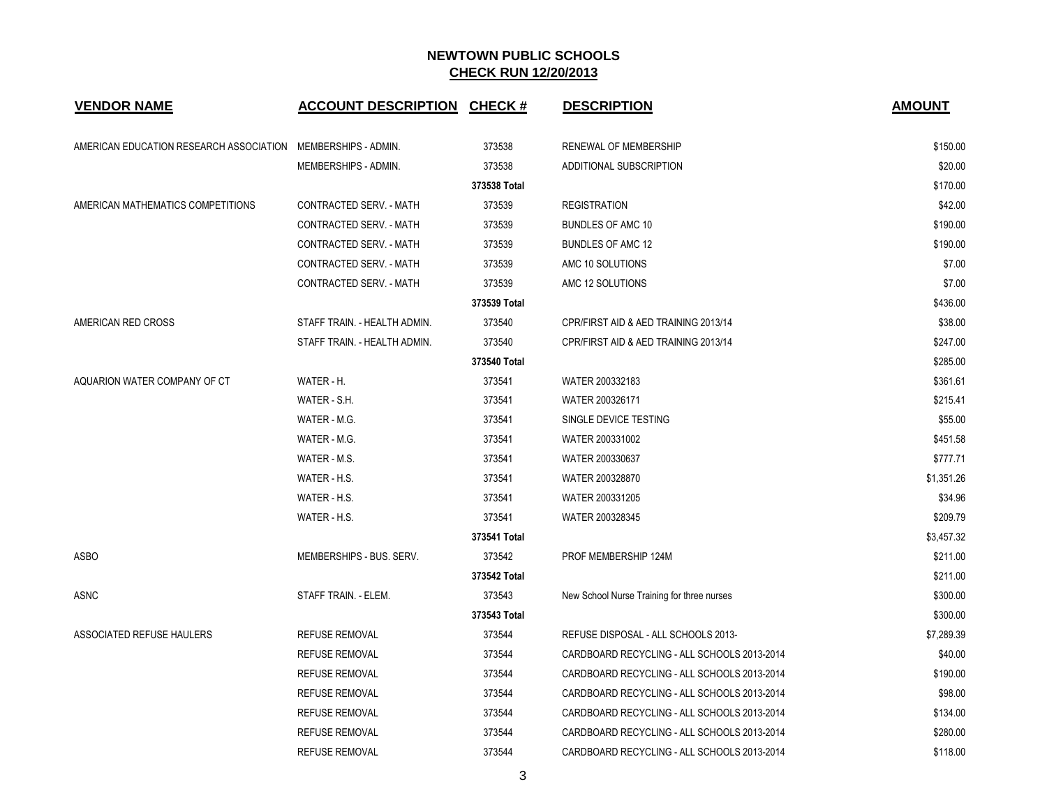# NEWTOWN PUBLIC SCHOOLS

## CHECK RUN 12/20/2013

| VENDOR NAME | ACCOUNT DESCRIPTION | CHECK # | DESCRIPTION | AMOUNT |
|---|---|---|---|---|
| AMERICAN EDUCATION RESEARCH ASSOCIATION | MEMBERSHIPS - ADMIN. | 373538 | RENEWAL OF MEMBERSHIP | $150.00 |
| | MEMBERSHIPS - ADMIN. | 373538 | ADDITIONAL SUBSCRIPTION | $20.00 |
| | | 373538 Total | | $170.00 |
| AMERICAN MATHEMATICS COMPETITIONS | CONTRACTED SERV. - MATH | 373539 | REGISTRATION | $42.00 |
| | CONTRACTED SERV. - MATH | 373539 | BUNDLES OF AMC 10 | $190.00 |
| | CONTRACTED SERV. - MATH | 373539 | BUNDLES OF AMC 12 | $190.00 |
| | CONTRACTED SERV. - MATH | 373539 | AMC 10 SOLUTIONS | $7.00 |
| | CONTRACTED SERV. - MATH | 373539 | AMC 12 SOLUTIONS | $7.00 |
| | | 373539 Total | | $436.00 |
| AMERICAN RED CROSS | STAFF TRAIN. - HEALTH ADMIN. | 373540 | CPR/FIRST AID & AED TRAINING 2013/14 | $38.00 |
| | STAFF TRAIN. - HEALTH ADMIN. | 373540 | CPR/FIRST AID & AED TRAINING 2013/14 | $247.00 |
| | | 373540 Total | | $285.00 |
| AQUARION WATER COMPANY OF CT | WATER - H. | 373541 | WATER 200332183 | $361.61 |
| | WATER - S.H. | 373541 | WATER 200326171 | $215.41 |
| | WATER - M.G. | 373541 | SINGLE DEVICE TESTING | $55.00 |
| | WATER - M.G. | 373541 | WATER 200331002 | $451.58 |
| | WATER - M.S. | 373541 | WATER 200330637 | $777.71 |
| | WATER - H.S. | 373541 | WATER 200328870 | $1,351.26 |
| | WATER - H.S. | 373541 | WATER 200331205 | $34.96 |
| | WATER - H.S. | 373541 | WATER 200328345 | $209.79 |
| | | 373541 Total | | $3,457.32 |
| ASBO | MEMBERSHIPS - BUS. SERV. | 373542 | PROF MEMBERSHIP 124M | $211.00 |
| | | 373542 Total | | $211.00 |
| ASNC | STAFF TRAIN. - ELEM. | 373543 | New School Nurse Training for three nurses | $300.00 |
| | | 373543 Total | | $300.00 |
| ASSOCIATED REFUSE HAULERS | REFUSE REMOVAL | 373544 | REFUSE DISPOSAL - ALL SCHOOLS 2013- | $7,289.39 |
| | REFUSE REMOVAL | 373544 | CARDBOARD RECYCLING - ALL SCHOOLS 2013-2014 | $40.00 |
| | REFUSE REMOVAL | 373544 | CARDBOARD RECYCLING - ALL SCHOOLS 2013-2014 | $190.00 |
| | REFUSE REMOVAL | 373544 | CARDBOARD RECYCLING - ALL SCHOOLS 2013-2014 | $98.00 |
| | REFUSE REMOVAL | 373544 | CARDBOARD RECYCLING - ALL SCHOOLS 2013-2014 | $134.00 |
| | REFUSE REMOVAL | 373544 | CARDBOARD RECYCLING - ALL SCHOOLS 2013-2014 | $280.00 |
| | REFUSE REMOVAL | 373544 | CARDBOARD RECYCLING - ALL SCHOOLS 2013-2014 | $118.00 |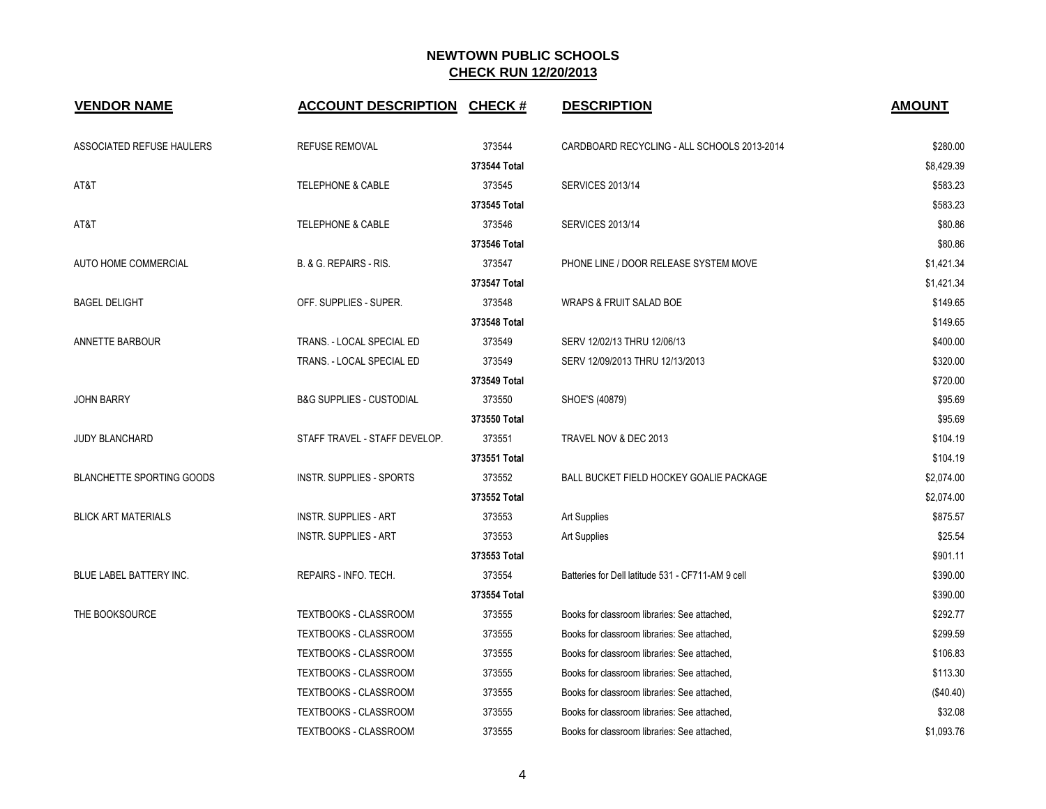# NEWTOWN PUBLIC SCHOOLS

## CHECK RUN 12/20/2013

| VENDOR NAME | ACCOUNT DESCRIPTION | CHECK # | DESCRIPTION | AMOUNT |
|---|---|---|---|---|
| ASSOCIATED REFUSE HAULERS | REFUSE REMOVAL | 373544 | CARDBOARD RECYCLING - ALL SCHOOLS 2013-2014 | $280.00 |
| | | 373544 Total | | $8,429.39 |
| AT&T | TELEPHONE & CABLE | 373545 | SERVICES 2013/14 | $583.23 |
| | | 373545 Total | | $583.23 |
| AT&T | TELEPHONE & CABLE | 373546 | SERVICES 2013/14 | $80.86 |
| | | 373546 Total | | $80.86 |
| AUTO HOME COMMERCIAL | B. & G. REPAIRS - RIS. | 373547 | PHONE LINE / DOOR RELEASE SYSTEM MOVE | $1,421.34 |
| | | 373547 Total | | $1,421.34 |
| BAGEL DELIGHT | OFF. SUPPLIES - SUPER. | 373548 | WRAPS & FRUIT SALAD BOE | $149.65 |
| | | 373548 Total | | $149.65 |
| ANNETTE BARBOUR | TRANS. - LOCAL SPECIAL ED | 373549 | SERV 12/02/13 THRU 12/06/13 | $400.00 |
| | TRANS. - LOCAL SPECIAL ED | 373549 | SERV 12/09/2013 THRU 12/13/2013 | $320.00 |
| | | 373549 Total | | $720.00 |
| JOHN BARRY | B&G SUPPLIES - CUSTODIAL | 373550 | SHOE'S (40879) | $95.69 |
| | | 373550 Total | | $95.69 |
| JUDY BLANCHARD | STAFF TRAVEL - STAFF DEVELOP. | 373551 | TRAVEL NOV & DEC 2013 | $104.19 |
| | | 373551 Total | | $104.19 |
| BLANCHETTE SPORTING GOODS | INSTR. SUPPLIES - SPORTS | 373552 | BALL BUCKET FIELD HOCKEY GOALIE PACKAGE | $2,074.00 |
| | | 373552 Total | | $2,074.00 |
| BLICK ART MATERIALS | INSTR. SUPPLIES - ART | 373553 | Art Supplies | $875.57 |
| | INSTR. SUPPLIES - ART | 373553 | Art Supplies | $25.54 |
| | | 373553 Total | | $901.11 |
| BLUE LABEL BATTERY INC. | REPAIRS - INFO. TECH. | 373554 | Batteries for Dell latitude 531 - CF711-AM 9 cell | $390.00 |
| | | 373554 Total | | $390.00 |
| THE BOOKSOURCE | TEXTBOOKS - CLASSROOM | 373555 | Books for classroom libraries: See attached, | $292.77 |
| | TEXTBOOKS - CLASSROOM | 373555 | Books for classroom libraries: See attached, | $299.59 |
| | TEXTBOOKS - CLASSROOM | 373555 | Books for classroom libraries: See attached, | $106.83 |
| | TEXTBOOKS - CLASSROOM | 373555 | Books for classroom libraries: See attached, | $113.30 |
| | TEXTBOOKS - CLASSROOM | 373555 | Books for classroom libraries: See attached, | ($40.40) |
| | TEXTBOOKS - CLASSROOM | 373555 | Books for classroom libraries: See attached, | $32.08 |
| | TEXTBOOKS - CLASSROOM | 373555 | Books for classroom libraries: See attached, | $1,093.76 |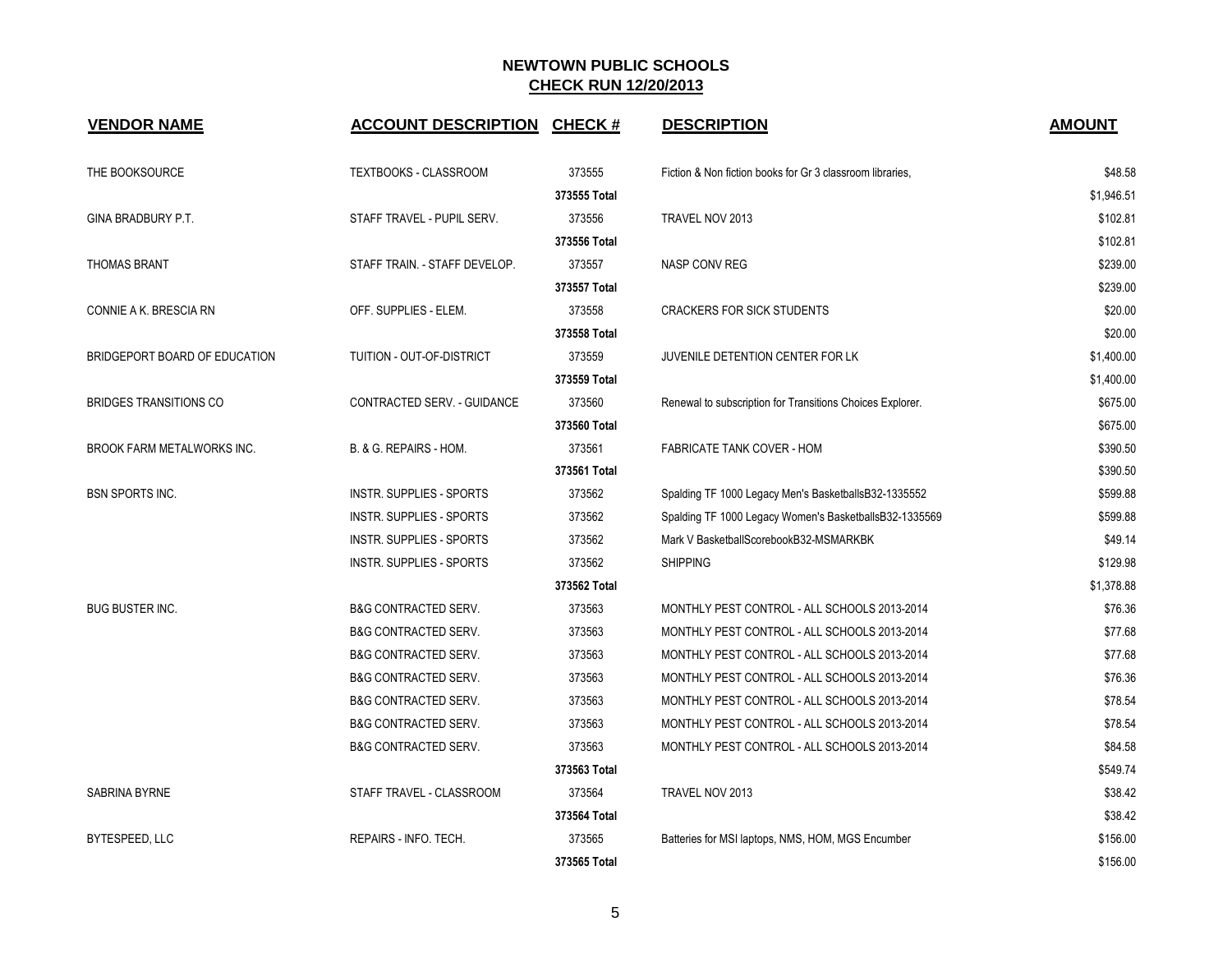## NEWTOWN PUBLIC SCHOOLS
## CHECK RUN 12/20/2013

| VENDOR NAME | ACCOUNT DESCRIPTION | CHECK # | DESCRIPTION | AMOUNT |
|---|---|---|---|---|
| THE BOOKSOURCE | TEXTBOOKS - CLASSROOM | 373555 | Fiction & Non fiction books for Gr 3 classroom libraries, | $48.58 |
| | | 373555 Total | | $1,946.51 |
| GINA BRADBURY P.T. | STAFF TRAVEL - PUPIL SERV. | 373556 | TRAVEL NOV 2013 | $102.81 |
| | | 373556 Total | | $102.81 |
| THOMAS BRANT | STAFF TRAIN. - STAFF DEVELOP. | 373557 | NASP CONV REG | $239.00 |
| | | 373557 Total | | $239.00 |
| CONNIE A K. BRESCIA RN | OFF. SUPPLIES - ELEM. | 373558 | CRACKERS FOR SICK STUDENTS | $20.00 |
| | | 373558 Total | | $20.00 |
| BRIDGEPORT BOARD OF EDUCATION | TUITION - OUT-OF-DISTRICT | 373559 | JUVENILE DETENTION CENTER FOR LK | $1,400.00 |
| | | 373559 Total | | $1,400.00 |
| BRIDGES TRANSITIONS CO | CONTRACTED SERV. - GUIDANCE | 373560 | Renewal to subscription for Transitions Choices Explorer. | $675.00 |
| | | 373560 Total | | $675.00 |
| BROOK FARM METALWORKS INC. | B. & G. REPAIRS - HOM. | 373561 | FABRICATE TANK COVER - HOM | $390.50 |
| | | 373561 Total | | $390.50 |
| BSN SPORTS INC. | INSTR. SUPPLIES - SPORTS | 373562 | Spalding TF 1000 Legacy Men's BasketballsB32-1335552 | $599.88 |
| | INSTR. SUPPLIES - SPORTS | 373562 | Spalding TF 1000 Legacy Women's BasketballsB32-1335569 | $599.88 |
| | INSTR. SUPPLIES - SPORTS | 373562 | Mark V BasketballScorebookB32-MSMARKBK | $49.14 |
| | INSTR. SUPPLIES - SPORTS | 373562 | SHIPPING | $129.98 |
| | | 373562 Total | | $1,378.88 |
| BUG BUSTER INC. | B&G CONTRACTED SERV. | 373563 | MONTHLY PEST CONTROL - ALL SCHOOLS 2013-2014 | $76.36 |
| | B&G CONTRACTED SERV. | 373563 | MONTHLY PEST CONTROL - ALL SCHOOLS 2013-2014 | $77.68 |
| | B&G CONTRACTED SERV. | 373563 | MONTHLY PEST CONTROL - ALL SCHOOLS 2013-2014 | $77.68 |
| | B&G CONTRACTED SERV. | 373563 | MONTHLY PEST CONTROL - ALL SCHOOLS 2013-2014 | $76.36 |
| | B&G CONTRACTED SERV. | 373563 | MONTHLY PEST CONTROL - ALL SCHOOLS 2013-2014 | $78.54 |
| | B&G CONTRACTED SERV. | 373563 | MONTHLY PEST CONTROL - ALL SCHOOLS 2013-2014 | $78.54 |
| | B&G CONTRACTED SERV. | 373563 | MONTHLY PEST CONTROL - ALL SCHOOLS 2013-2014 | $84.58 |
| | | 373563 Total | | $549.74 |
| SABRINA BYRNE | STAFF TRAVEL - CLASSROOM | 373564 | TRAVEL NOV 2013 | $38.42 |
| | | 373564 Total | | $38.42 |
| BYTESPEED, LLC | REPAIRS - INFO. TECH. | 373565 | Batteries for MSI laptops, NMS, HOM, MGS Encumber | $156.00 |
| | | 373565 Total | | $156.00 |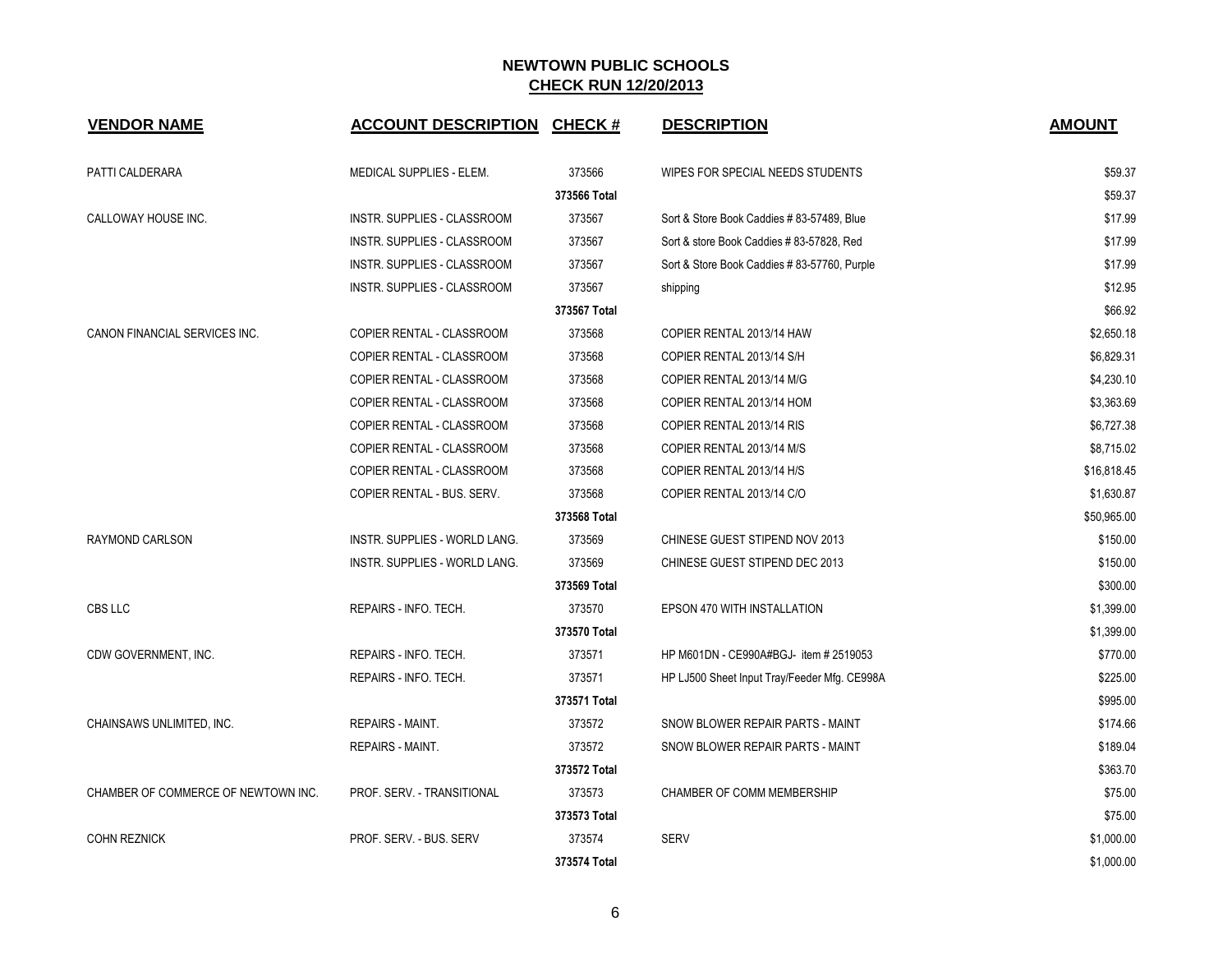# NEWTOWN PUBLIC SCHOOLS

## CHECK RUN 12/20/2013

| VENDOR NAME | ACCOUNT DESCRIPTION | CHECK # | DESCRIPTION | AMOUNT |
|---|---|---|---|---|
| PATTI CALDERARA | MEDICAL SUPPLIES - ELEM. | 373566 | WIPES FOR SPECIAL NEEDS STUDENTS | $59.37 |
| | | 373566 Total | | $59.37 |
| CALLOWAY HOUSE INC. | INSTR. SUPPLIES - CLASSROOM | 373567 | Sort & Store Book Caddies # 83-57489, Blue | $17.99 |
| | INSTR. SUPPLIES - CLASSROOM | 373567 | Sort & store Book Caddies # 83-57828, Red | $17.99 |
| | INSTR. SUPPLIES - CLASSROOM | 373567 | Sort & Store Book Caddies # 83-57760, Purple | $17.99 |
| | INSTR. SUPPLIES - CLASSROOM | 373567 | shipping | $12.95 |
| | | 373567 Total | | $66.92 |
| CANON FINANCIAL SERVICES INC. | COPIER RENTAL - CLASSROOM | 373568 | COPIER RENTAL 2013/14 HAW | $2,650.18 |
| | COPIER RENTAL - CLASSROOM | 373568 | COPIER RENTAL 2013/14 S/H | $6,829.31 |
| | COPIER RENTAL - CLASSROOM | 373568 | COPIER RENTAL 2013/14 M/G | $4,230.10 |
| | COPIER RENTAL - CLASSROOM | 373568 | COPIER RENTAL 2013/14 HOM | $3,363.69 |
| | COPIER RENTAL - CLASSROOM | 373568 | COPIER RENTAL 2013/14 RIS | $6,727.38 |
| | COPIER RENTAL - CLASSROOM | 373568 | COPIER RENTAL 2013/14 M/S | $8,715.02 |
| | COPIER RENTAL - CLASSROOM | 373568 | COPIER RENTAL 2013/14 H/S | $16,818.45 |
| | COPIER RENTAL - BUS. SERV. | 373568 | COPIER RENTAL 2013/14 C/O | $1,630.87 |
| | | 373568 Total | | $50,965.00 |
| RAYMOND CARLSON | INSTR. SUPPLIES - WORLD LANG. | 373569 | CHINESE GUEST STIPEND NOV 2013 | $150.00 |
| | INSTR. SUPPLIES - WORLD LANG. | 373569 | CHINESE GUEST STIPEND DEC 2013 | $150.00 |
| | | 373569 Total | | $300.00 |
| CBS LLC | REPAIRS - INFO. TECH. | 373570 | EPSON 470 WITH INSTALLATION | $1,399.00 |
| | | 373570 Total | | $1,399.00 |
| CDW GOVERNMENT, INC. | REPAIRS - INFO. TECH. | 373571 | HP M601DN - CE990A#BGJ- item # 2519053 | $770.00 |
| | REPAIRS - INFO. TECH. | 373571 | HP LJ500 Sheet Input Tray/Feeder Mfg. CE998A | $225.00 |
| | | 373571 Total | | $995.00 |
| CHAINSAWS UNLIMITED, INC. | REPAIRS - MAINT. | 373572 | SNOW BLOWER REPAIR PARTS - MAINT | $174.66 |
| | REPAIRS - MAINT. | 373572 | SNOW BLOWER REPAIR PARTS - MAINT | $189.04 |
| | | 373572 Total | | $363.70 |
| CHAMBER OF COMMERCE OF NEWTOWN INC. | PROF. SERV. - TRANSITIONAL | 373573 | CHAMBER OF COMM MEMBERSHIP | $75.00 |
| | | 373573 Total | | $75.00 |
| COHN REZNICK | PROF. SERV. - BUS. SERV | 373574 | SERV | $1,000.00 |
| | | 373574 Total | | $1,000.00 |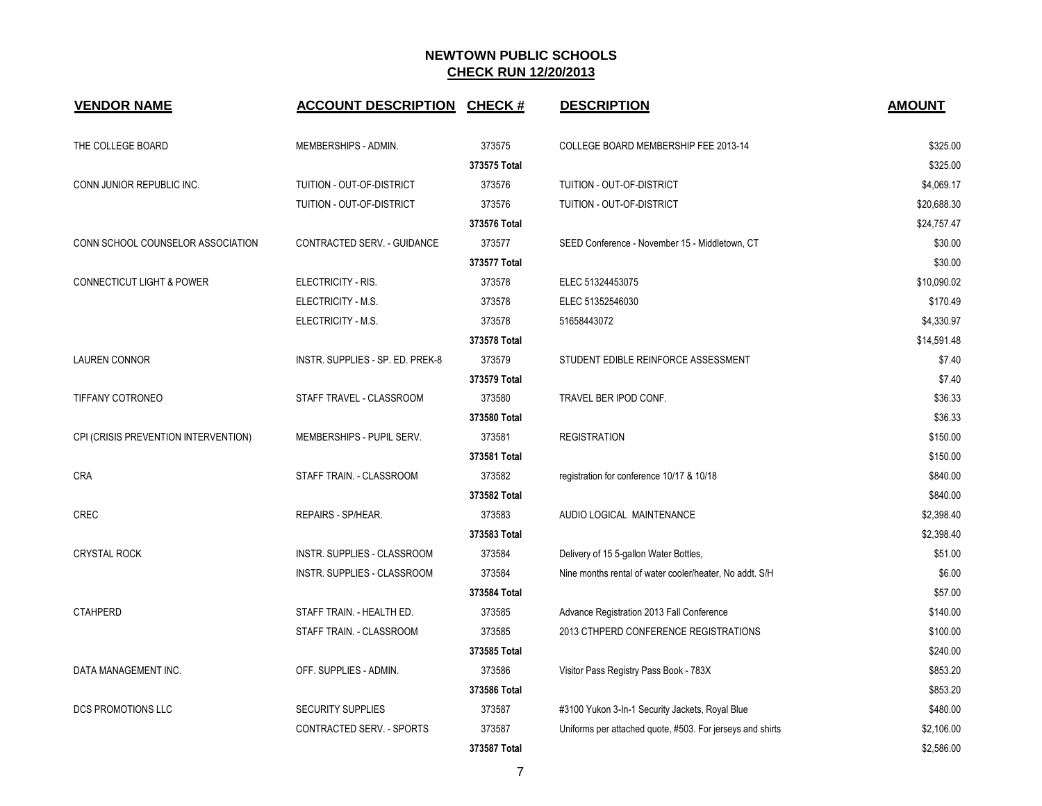# NEWTOWN PUBLIC SCHOOLS

## CHECK RUN 12/20/2013

| VENDOR NAME | ACCOUNT DESCRIPTION | CHECK # | DESCRIPTION | AMOUNT |
|---|---|---|---|---|
| THE COLLEGE BOARD | MEMBERSHIPS - ADMIN. | 373575 | COLLEGE BOARD MEMBERSHIP FEE 2013-14 | $325.00 |
| | | 373575 Total | | $325.00 |
| CONN JUNIOR REPUBLIC INC. | TUITION - OUT-OF-DISTRICT | 373576 | TUITION - OUT-OF-DISTRICT | $4,069.17 |
| | TUITION - OUT-OF-DISTRICT | 373576 | TUITION - OUT-OF-DISTRICT | $20,688.30 |
| | | 373576 Total | | $24,757.47 |
| CONN SCHOOL COUNSELOR ASSOCIATION | CONTRACTED SERV. - GUIDANCE | 373577 | SEED Conference - November 15 - Middletown, CT | $30.00 |
| | | 373577 Total | | $30.00 |
| CONNECTICUT LIGHT & POWER | ELECTRICITY - RIS. | 373578 | ELEC 51324453075 | $10,090.02 |
| | ELECTRICITY - M.S. | 373578 | ELEC 51352546030 | $170.49 |
| | ELECTRICITY - M.S. | 373578 | 51658443072 | $4,330.97 |
| | | 373578 Total | | $14,591.48 |
| LAUREN CONNOR | INSTR. SUPPLIES - SP. ED. PREK-8 | 373579 | STUDENT EDIBLE REINFORCE ASSESSMENT | $7.40 |
| | | 373579 Total | | $7.40 |
| TIFFANY COTRONEO | STAFF TRAVEL - CLASSROOM | 373580 | TRAVEL BER IPOD CONF. | $36.33 |
| | | 373580 Total | | $36.33 |
| CPI (CRISIS PREVENTION INTERVENTION) | MEMBERSHIPS - PUPIL SERV. | 373581 | REGISTRATION | $150.00 |
| | | 373581 Total | | $150.00 |
| CRA | STAFF TRAIN. - CLASSROOM | 373582 | registration for conference 10/17 & 10/18 | $840.00 |
| | | 373582 Total | | $840.00 |
| CREC | REPAIRS - SP/HEAR. | 373583 | AUDIO LOGICAL MAINTENANCE | $2,398.40 |
| | | 373583 Total | | $2,398.40 |
| CRYSTAL ROCK | INSTR. SUPPLIES - CLASSROOM | 373584 | Delivery of 15 5-gallon Water Bottles, | $51.00 |
| | INSTR. SUPPLIES - CLASSROOM | 373584 | Nine months rental of water cooler/heater, No addt. S/H | $6.00 |
| | | 373584 Total | | $57.00 |
| CTAHPERD | STAFF TRAIN. - HEALTH ED. | 373585 | Advance Registration 2013 Fall Conference | $140.00 |
| | STAFF TRAIN. - CLASSROOM | 373585 | 2013 CTHPERD CONFERENCE REGISTRATIONS | $100.00 |
| | | 373585 Total | | $240.00 |
| DATA MANAGEMENT INC. | OFF. SUPPLIES - ADMIN. | 373586 | Visitor Pass Registry Pass Book - 783X | $853.20 |
| | | 373586 Total | | $853.20 |
| DCS PROMOTIONS LLC | SECURITY SUPPLIES | 373587 | #3100 Yukon 3-In-1 Security Jackets, Royal Blue | $480.00 |
| | CONTRACTED SERV. - SPORTS | 373587 | Uniforms per attached quote, #503. For jerseys and shirts | $2,106.00 |
| | | 373587 Total | | $2,586.00 |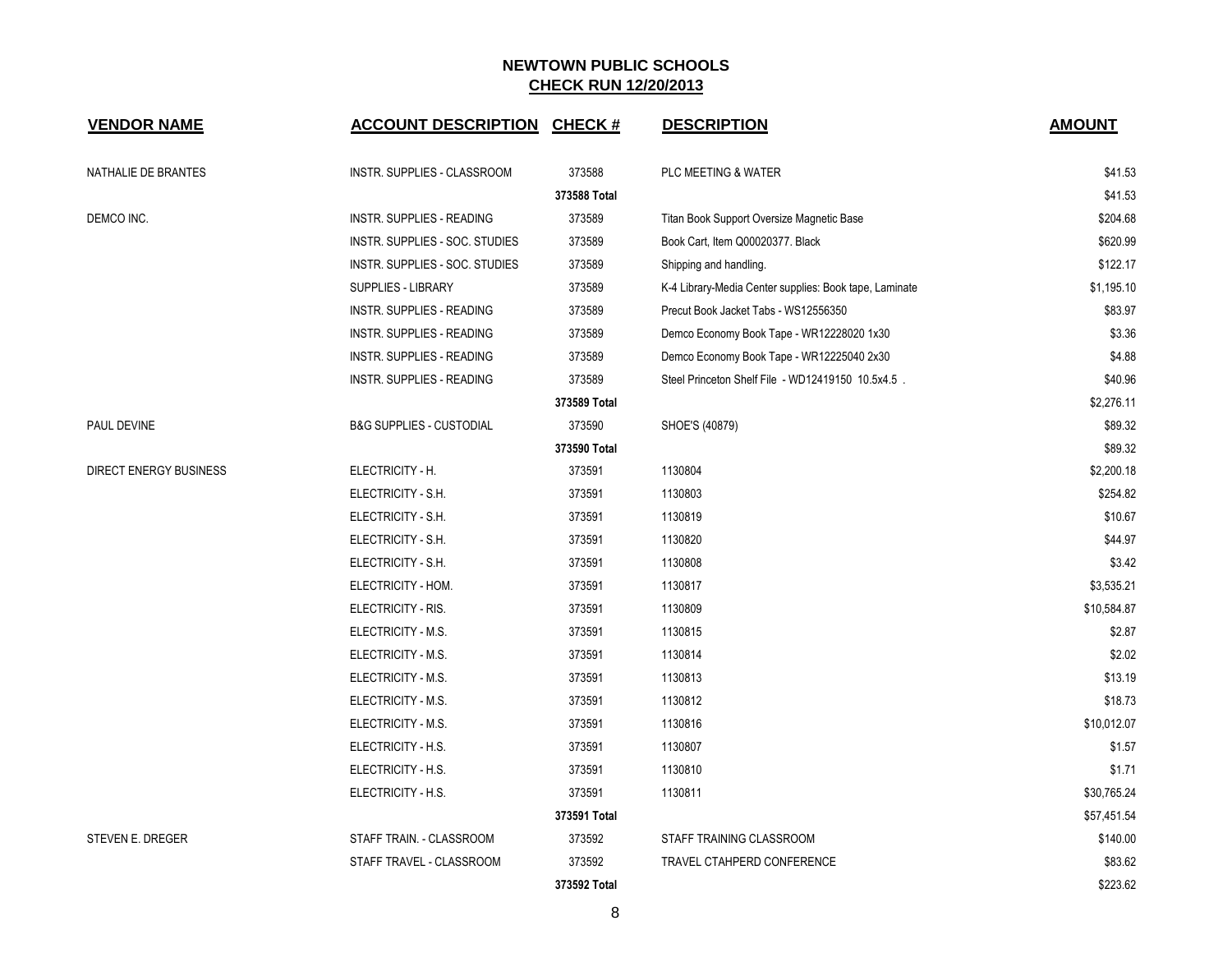# NEWTOWN PUBLIC SCHOOLS
## CHECK RUN 12/20/2013

| VENDOR NAME | ACCOUNT DESCRIPTION | CHECK # | DESCRIPTION | AMOUNT |
|---|---|---|---|---|
| NATHALIE DE BRANTES | INSTR. SUPPLIES - CLASSROOM | 373588 | PLC MEETING & WATER | $41.53 |
| | | **373588 Total** | | $41.53 |
| DEMCO INC. | INSTR. SUPPLIES - READING | 373589 | Titan Book Support Oversize Magnetic Base | $204.68 |
| | INSTR. SUPPLIES - SOC. STUDIES | 373589 | Book Cart, Item Q00020377. Black | $620.99 |
| | INSTR. SUPPLIES - SOC. STUDIES | 373589 | Shipping and handling. | $122.17 |
| | SUPPLIES - LIBRARY | 373589 | K-4 Library-Media Center supplies: Book tape, Laminate | $1,195.10 |
| | INSTR. SUPPLIES - READING | 373589 | Precut Book Jacket Tabs - WS12556350 | $83.97 |
| | INSTR. SUPPLIES - READING | 373589 | Demco Economy Book Tape - WR12228020 1x30 | $3.36 |
| | INSTR. SUPPLIES - READING | 373589 | Demco Economy Book Tape - WR12225040 2x30 | $4.88 |
| | INSTR. SUPPLIES - READING | 373589 | Steel Princeton Shelf File - WD12419150 10.5x4.5 . | $40.96 |
| | | **373589 Total** | | $2,276.11 |
| PAUL DEVINE | B&G SUPPLIES - CUSTODIAL | 373590 | SHOE'S (40879) | $89.32 |
| | | **373590 Total** | | $89.32 |
| DIRECT ENERGY BUSINESS | ELECTRICITY - H. | 373591 | 1130804 | $2,200.18 |
| | ELECTRICITY - S.H. | 373591 | 1130803 | $254.82 |
| | ELECTRICITY - S.H. | 373591 | 1130819 | $10.67 |
| | ELECTRICITY - S.H. | 373591 | 1130820 | $44.97 |
| | ELECTRICITY - S.H. | 373591 | 1130808 | $3.42 |
| | ELECTRICITY - HOM. | 373591 | 1130817 | $3,535.21 |
| | ELECTRICITY - RIS. | 373591 | 1130809 | $10,584.87 |
| | ELECTRICITY - M.S. | 373591 | 1130815 | $2.87 |
| | ELECTRICITY - M.S. | 373591 | 1130814 | $2.02 |
| | ELECTRICITY - M.S. | 373591 | 1130813 | $13.19 |
| | ELECTRICITY - M.S. | 373591 | 1130812 | $18.73 |
| | ELECTRICITY - M.S. | 373591 | 1130816 | $10,012.07 |
| | ELECTRICITY - H.S. | 373591 | 1130807 | $1.57 |
| | ELECTRICITY - H.S. | 373591 | 1130810 | $1.71 |
| | ELECTRICITY - H.S. | 373591 | 1130811 | $30,765.24 |
| | | **373591 Total** | | $57,451.54 |
| STEVEN E. DREGER | STAFF TRAIN. - CLASSROOM | 373592 | STAFF TRAINING CLASSROOM | $140.00 |
| | STAFF TRAVEL - CLASSROOM | 373592 | TRAVEL CTAHPERD CONFERENCE | $83.62 |
| | | **373592 Total** | | $223.62 |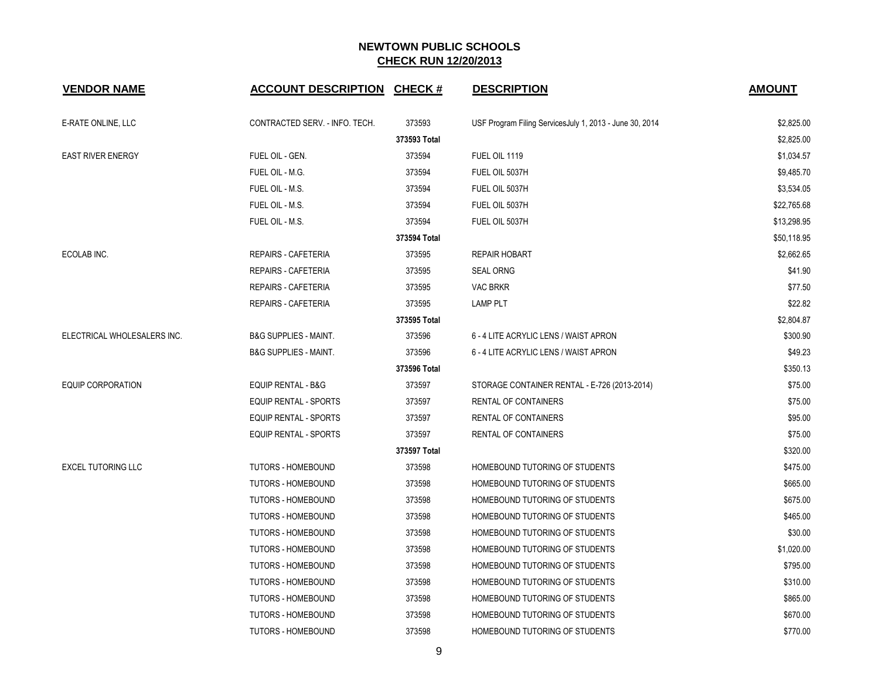# NEWTOWN PUBLIC SCHOOLS

## CHECK RUN 12/20/2013

| VENDOR NAME | ACCOUNT DESCRIPTION | CHECK # | DESCRIPTION | AMOUNT |
|---|---|---|---|---|
| E-RATE ONLINE, LLC | CONTRACTED SERV. - INFO. TECH. | 373593 | USF Program Filing ServicesJuly 1, 2013 - June 30, 2014 | $2,825.00 |
| | | **373593 Total** | | $2,825.00 |
| EAST RIVER ENERGY | FUEL OIL - GEN. | 373594 | FUEL OIL 1119 | $1,034.57 |
| | FUEL OIL - M.G. | 373594 | FUEL OIL 5037H | $9,485.70 |
| | FUEL OIL - M.S. | 373594 | FUEL OIL 5037H | $3,534.05 |
| | FUEL OIL - M.S. | 373594 | FUEL OIL 5037H | $22,765.68 |
| | FUEL OIL - M.S. | 373594 | FUEL OIL 5037H | $13,298.95 |
| | | **373594 Total** | | $50,118.95 |
| ECOLAB INC. | REPAIRS - CAFETERIA | 373595 | REPAIR HOBART | $2,662.65 |
| | REPAIRS - CAFETERIA | 373595 | SEAL ORNG | $41.90 |
| | REPAIRS - CAFETERIA | 373595 | VAC BRKR | $77.50 |
| | REPAIRS - CAFETERIA | 373595 | LAMP PLT | $22.82 |
| | | **373595 Total** | | $2,804.87 |
| ELECTRICAL WHOLESALERS INC. | B&G SUPPLIES - MAINT. | 373596 | 6 - 4 LITE ACRYLIC LENS / WAIST APRON | $300.90 |
| | B&G SUPPLIES - MAINT. | 373596 | 6 - 4 LITE ACRYLIC LENS / WAIST APRON | $49.23 |
| | | **373596 Total** | | $350.13 |
| EQUIP CORPORATION | EQUIP RENTAL - B&G | 373597 | STORAGE CONTAINER RENTAL - E-726 (2013-2014) | $75.00 |
| | EQUIP RENTAL - SPORTS | 373597 | RENTAL OF CONTAINERS | $75.00 |
| | EQUIP RENTAL - SPORTS | 373597 | RENTAL OF CONTAINERS | $95.00 |
| | EQUIP RENTAL - SPORTS | 373597 | RENTAL OF CONTAINERS | $75.00 |
| | | **373597 Total** | | $320.00 |
| EXCEL TUTORING LLC | TUTORS - HOMEBOUND | 373598 | HOMEBOUND TUTORING OF STUDENTS | $475.00 |
| | TUTORS - HOMEBOUND | 373598 | HOMEBOUND TUTORING OF STUDENTS | $665.00 |
| | TUTORS - HOMEBOUND | 373598 | HOMEBOUND TUTORING OF STUDENTS | $675.00 |
| | TUTORS - HOMEBOUND | 373598 | HOMEBOUND TUTORING OF STUDENTS | $465.00 |
| | TUTORS - HOMEBOUND | 373598 | HOMEBOUND TUTORING OF STUDENTS | $30.00 |
| | TUTORS - HOMEBOUND | 373598 | HOMEBOUND TUTORING OF STUDENTS | $1,020.00 |
| | TUTORS - HOMEBOUND | 373598 | HOMEBOUND TUTORING OF STUDENTS | $795.00 |
| | TUTORS - HOMEBOUND | 373598 | HOMEBOUND TUTORING OF STUDENTS | $310.00 |
| | TUTORS - HOMEBOUND | 373598 | HOMEBOUND TUTORING OF STUDENTS | $865.00 |
| | TUTORS - HOMEBOUND | 373598 | HOMEBOUND TUTORING OF STUDENTS | $670.00 |
| | TUTORS - HOMEBOUND | 373598 | HOMEBOUND TUTORING OF STUDENTS | $770.00 |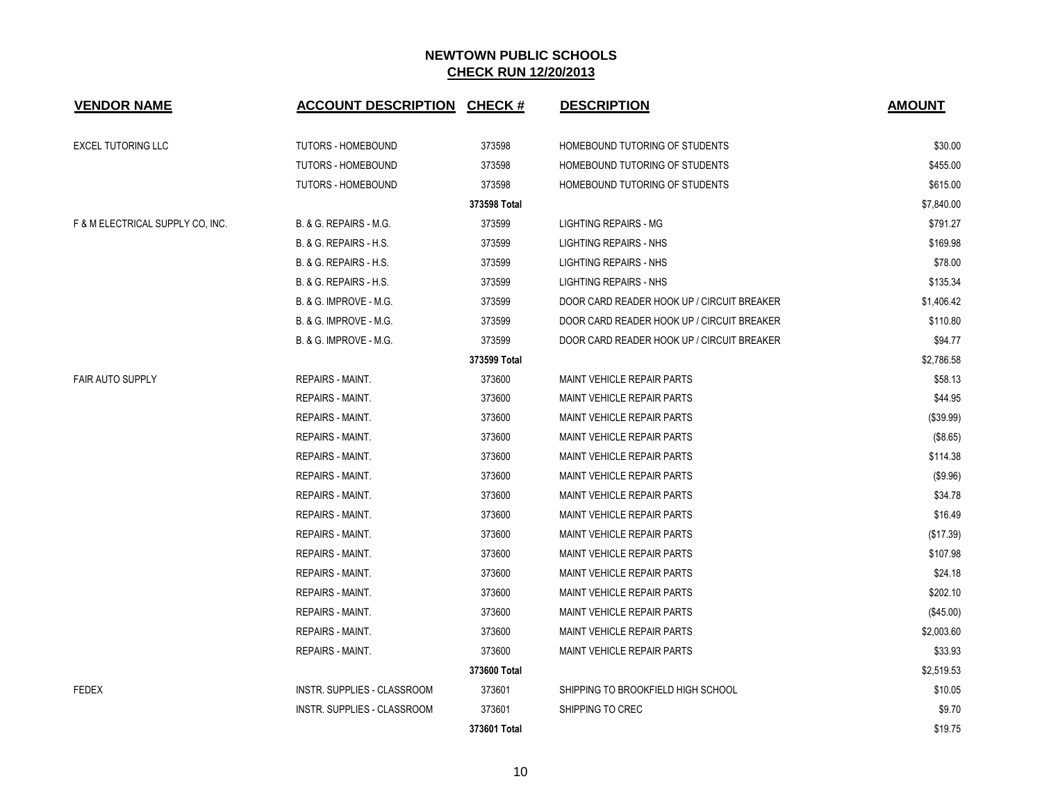## NEWTOWN PUBLIC SCHOOLS

## CHECK RUN 12/20/2013

| VENDOR NAME | ACCOUNT DESCRIPTION | CHECK # | DESCRIPTION | AMOUNT |
|---|---|---|---|---|
| EXCEL TUTORING LLC | TUTORS - HOMEBOUND | 373598 | HOMEBOUND TUTORING OF STUDENTS | $30.00 |
| | TUTORS - HOMEBOUND | 373598 | HOMEBOUND TUTORING OF STUDENTS | $455.00 |
| | TUTORS - HOMEBOUND | 373598 | HOMEBOUND TUTORING OF STUDENTS | $615.00 |
| | | 373598 Total | | $7,840.00 |
| F & M ELECTRICAL SUPPLY CO, INC. | B. & G. REPAIRS - M.G. | 373599 | LIGHTING REPAIRS - MG | $791.27 |
| | B. & G. REPAIRS - H.S. | 373599 | LIGHTING REPAIRS - NHS | $169.98 |
| | B. & G. REPAIRS - H.S. | 373599 | LIGHTING REPAIRS - NHS | $78.00 |
| | B. & G. REPAIRS - H.S. | 373599 | LIGHTING REPAIRS - NHS | $135.34 |
| | B. & G. IMPROVE - M.G. | 373599 | DOOR CARD READER HOOK UP / CIRCUIT BREAKER | $1,406.42 |
| | B. & G. IMPROVE - M.G. | 373599 | DOOR CARD READER HOOK UP / CIRCUIT BREAKER | $110.80 |
| | B. & G. IMPROVE - M.G. | 373599 | DOOR CARD READER HOOK UP / CIRCUIT BREAKER | $94.77 |
| | | 373599 Total | | $2,786.58 |
| FAIR AUTO SUPPLY | REPAIRS - MAINT. | 373600 | MAINT VEHICLE REPAIR PARTS | $58.13 |
| | REPAIRS - MAINT. | 373600 | MAINT VEHICLE REPAIR PARTS | $44.95 |
| | REPAIRS - MAINT. | 373600 | MAINT VEHICLE REPAIR PARTS | ($39.99) |
| | REPAIRS - MAINT. | 373600 | MAINT VEHICLE REPAIR PARTS | ($8.65) |
| | REPAIRS - MAINT. | 373600 | MAINT VEHICLE REPAIR PARTS | $114.38 |
| | REPAIRS - MAINT. | 373600 | MAINT VEHICLE REPAIR PARTS | ($9.96) |
| | REPAIRS - MAINT. | 373600 | MAINT VEHICLE REPAIR PARTS | $34.78 |
| | REPAIRS - MAINT. | 373600 | MAINT VEHICLE REPAIR PARTS | $16.49 |
| | REPAIRS - MAINT. | 373600 | MAINT VEHICLE REPAIR PARTS | ($17.39) |
| | REPAIRS - MAINT. | 373600 | MAINT VEHICLE REPAIR PARTS | $107.98 |
| | REPAIRS - MAINT. | 373600 | MAINT VEHICLE REPAIR PARTS | $24.18 |
| | REPAIRS - MAINT. | 373600 | MAINT VEHICLE REPAIR PARTS | $202.10 |
| | REPAIRS - MAINT. | 373600 | MAINT VEHICLE REPAIR PARTS | ($45.00) |
| | REPAIRS - MAINT. | 373600 | MAINT VEHICLE REPAIR PARTS | $2,003.60 |
| | REPAIRS - MAINT. | 373600 | MAINT VEHICLE REPAIR PARTS | $33.93 |
| | | 373600 Total | | $2,519.53 |
| FEDEX | INSTR. SUPPLIES - CLASSROOM | 373601 | SHIPPING TO BROOKFIELD HIGH SCHOOL | $10.05 |
| | INSTR. SUPPLIES - CLASSROOM | 373601 | SHIPPING TO CREC | $9.70 |
| | | 373601 Total | | $19.75 |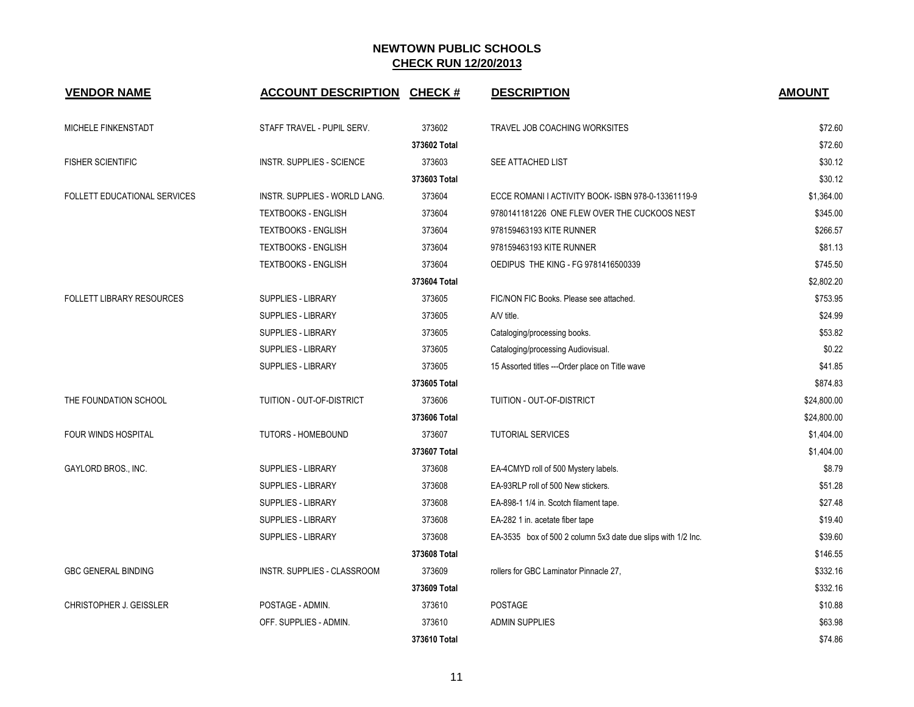# NEWTOWN PUBLIC SCHOOLS

## CHECK RUN 12/20/2013

| VENDOR NAME | ACCOUNT DESCRIPTION | CHECK # | DESCRIPTION | AMOUNT |
|---|---|---|---|---|
| MICHELE FINKENSTADT | STAFF TRAVEL - PUPIL SERV. | 373602 | TRAVEL JOB COACHING WORKSITES | $72.60 |
| | | 373602 Total | | $72.60 |
| FISHER SCIENTIFIC | INSTR. SUPPLIES - SCIENCE | 373603 | SEE ATTACHED LIST | $30.12 |
| | | 373603 Total | | $30.12 |
| FOLLETT EDUCATIONAL SERVICES | INSTR. SUPPLIES - WORLD LANG. | 373604 | ECCE ROMANI I ACTIVITY BOOK- ISBN 978-0-13361119-9 | $1,364.00 |
| | TEXTBOOKS - ENGLISH | 373604 | 9780141181226 ONE FLEW OVER THE CUCKOOS NEST | $345.00 |
| | TEXTBOOKS - ENGLISH | 373604 | 978159463193 KITE RUNNER | $266.57 |
| | TEXTBOOKS - ENGLISH | 373604 | 978159463193 KITE RUNNER | $81.13 |
| | TEXTBOOKS - ENGLISH | 373604 | OEDIPUS THE KING - FG 9781416500339 | $745.50 |
| | | 373604 Total | | $2,802.20 |
| FOLLETT LIBRARY RESOURCES | SUPPLIES - LIBRARY | 373605 | FIC/NON FIC Books. Please see attached. | $753.95 |
| | SUPPLIES - LIBRARY | 373605 | A/V title. | $24.99 |
| | SUPPLIES - LIBRARY | 373605 | Cataloging/processing books. | $53.82 |
| | SUPPLIES - LIBRARY | 373605 | Cataloging/processing Audiovisual. | $0.22 |
| | SUPPLIES - LIBRARY | 373605 | 15 Assorted titles ---Order place on Title wave | $41.85 |
| | | 373605 Total | | $874.83 |
| THE FOUNDATION SCHOOL | TUITION - OUT-OF-DISTRICT | 373606 | TUITION - OUT-OF-DISTRICT | $24,800.00 |
| | | 373606 Total | | $24,800.00 |
| FOUR WINDS HOSPITAL | TUTORS - HOMEBOUND | 373607 | TUTORIAL SERVICES | $1,404.00 |
| | | 373607 Total | | $1,404.00 |
| GAYLORD BROS., INC. | SUPPLIES - LIBRARY | 373608 | EA-4CMYD roll of 500 Mystery labels. | $8.79 |
| | SUPPLIES - LIBRARY | 373608 | EA-93RLP roll of 500 New stickers. | $51.28 |
| | SUPPLIES - LIBRARY | 373608 | EA-898-1 1/4 in. Scotch filament tape. | $27.48 |
| | SUPPLIES - LIBRARY | 373608 | EA-282 1 in. acetate fiber tape | $19.40 |
| | SUPPLIES - LIBRARY | 373608 | EA-3535 box of 500 2 column 5x3 date due slips with 1/2 Inc. | $39.60 |
| | | 373608 Total | | $146.55 |
| GBC GENERAL BINDING | INSTR. SUPPLIES - CLASSROOM | 373609 | rollers for GBC Laminator Pinnacle 27, | $332.16 |
| | | 373609 Total | | $332.16 |
| CHRISTOPHER J. GEISSLER | POSTAGE - ADMIN. | 373610 | POSTAGE | $10.88 |
| | OFF. SUPPLIES - ADMIN. | 373610 | ADMIN SUPPLIES | $63.98 |
| | | 373610 Total | | $74.86 |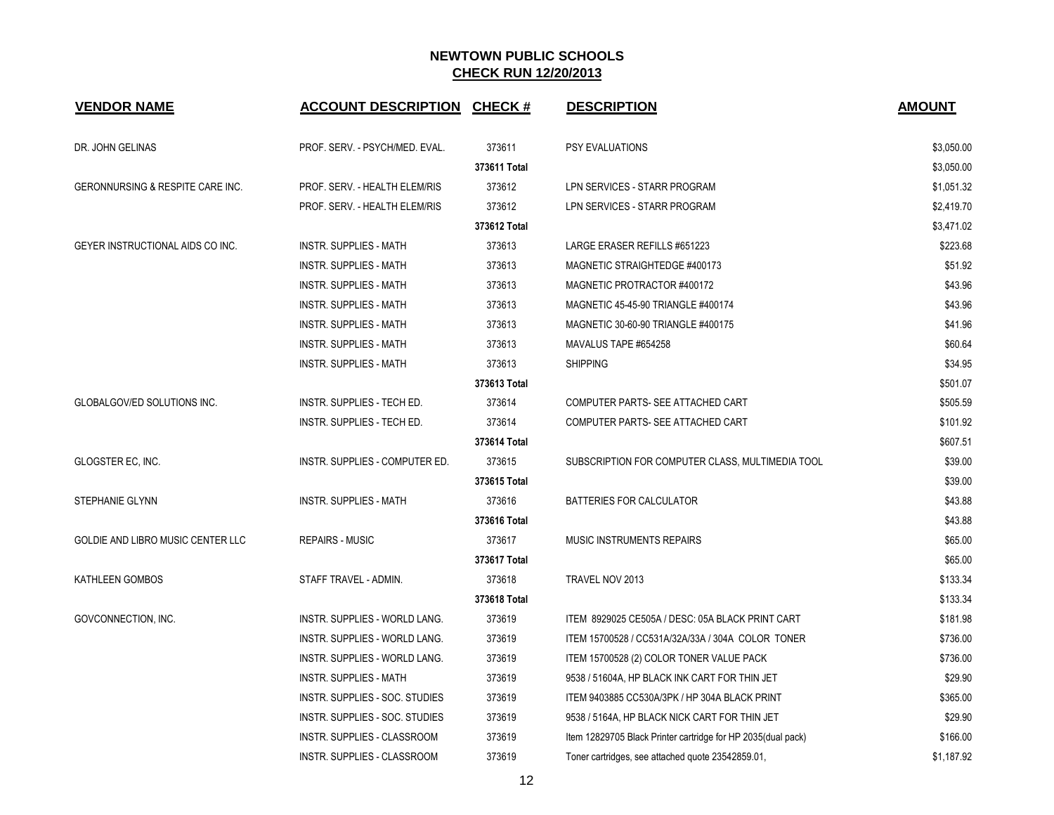## NEWTOWN PUBLIC SCHOOLS
## CHECK RUN 12/20/2013

| VENDOR NAME | ACCOUNT DESCRIPTION | CHECK # | DESCRIPTION | AMOUNT |
|---|---|---|---|---|
| DR. JOHN GELINAS | PROF. SERV. - PSYCH/MED. EVAL. | 373611 | PSY EVALUATIONS | $3,050.00 |
| | | **373611 Total** | | $3,050.00 |
| GERONNURSING & RESPITE CARE INC. | PROF. SERV. - HEALTH ELEM/RIS | 373612 | LPN SERVICES - STARR PROGRAM | $1,051.32 |
| | PROF. SERV. - HEALTH ELEM/RIS | 373612 | LPN SERVICES - STARR PROGRAM | $2,419.70 |
| | | **373612 Total** | | $3,471.02 |
| GEYER INSTRUCTIONAL AIDS CO INC. | INSTR. SUPPLIES - MATH | 373613 | LARGE ERASER REFILLS #651223 | $223.68 |
| | INSTR. SUPPLIES - MATH | 373613 | MAGNETIC STRAIGHTEDGE #400173 | $51.92 |
| | INSTR. SUPPLIES - MATH | 373613 | MAGNETIC PROTRACTOR #400172 | $43.96 |
| | INSTR. SUPPLIES - MATH | 373613 | MAGNETIC 45-45-90 TRIANGLE #400174 | $43.96 |
| | INSTR. SUPPLIES - MATH | 373613 | MAGNETIC 30-60-90 TRIANGLE #400175 | $41.96 |
| | INSTR. SUPPLIES - MATH | 373613 | MAVALUS TAPE #654258 | $60.64 |
| | INSTR. SUPPLIES - MATH | 373613 | SHIPPING | $34.95 |
| | | **373613 Total** | | $501.07 |
| GLOBALGOV/ED SOLUTIONS INC. | INSTR. SUPPLIES - TECH ED. | 373614 | COMPUTER PARTS- SEE ATTACHED CART | $505.59 |
| | INSTR. SUPPLIES - TECH ED. | 373614 | COMPUTER PARTS- SEE ATTACHED CART | $101.92 |
| | | **373614 Total** | | $607.51 |
| GLOGSTER EC, INC. | INSTR. SUPPLIES - COMPUTER ED. | 373615 | SUBSCRIPTION FOR COMPUTER CLASS, MULTIMEDIA TOOL | $39.00 |
| | | **373615 Total** | | $39.00 |
| STEPHANIE GLYNN | INSTR. SUPPLIES - MATH | 373616 | BATTERIES FOR CALCULATOR | $43.88 |
| | | **373616 Total** | | $43.88 |
| GOLDIE AND LIBRO MUSIC CENTER LLC | REPAIRS - MUSIC | 373617 | MUSIC INSTRUMENTS REPAIRS | $65.00 |
| | | **373617 Total** | | $65.00 |
| KATHLEEN GOMBOS | STAFF TRAVEL - ADMIN. | 373618 | TRAVEL NOV 2013 | $133.34 |
| | | **373618 Total** | | $133.34 |
| GOVCONNECTION, INC. | INSTR. SUPPLIES - WORLD LANG. | 373619 | ITEM 8929025 CE505A / DESC: 05A BLACK PRINT CART | $181.98 |
| | INSTR. SUPPLIES - WORLD LANG. | 373619 | ITEM 15700528 / CC531A/32A/33A / 304A COLOR TONER | $736.00 |
| | INSTR. SUPPLIES - WORLD LANG. | 373619 | ITEM 15700528 (2) COLOR TONER VALUE PACK | $736.00 |
| | INSTR. SUPPLIES - MATH | 373619 | 9538 / 51604A, HP BLACK INK CART FOR THIN JET | $29.90 |
| | INSTR. SUPPLIES - SOC. STUDIES | 373619 | ITEM 9403885 CC530A/3PK / HP 304A BLACK PRINT | $365.00 |
| | INSTR. SUPPLIES - SOC. STUDIES | 373619 | 9538 / 5164A, HP BLACK NICK CART FOR THIN JET | $29.90 |
| | INSTR. SUPPLIES - CLASSROOM | 373619 | Item 12829705 Black Printer cartridge for HP 2035(dual pack) | $166.00 |
| | INSTR. SUPPLIES - CLASSROOM | 373619 | Toner cartridges, see attached quote 23542859.01, | $1,187.92 |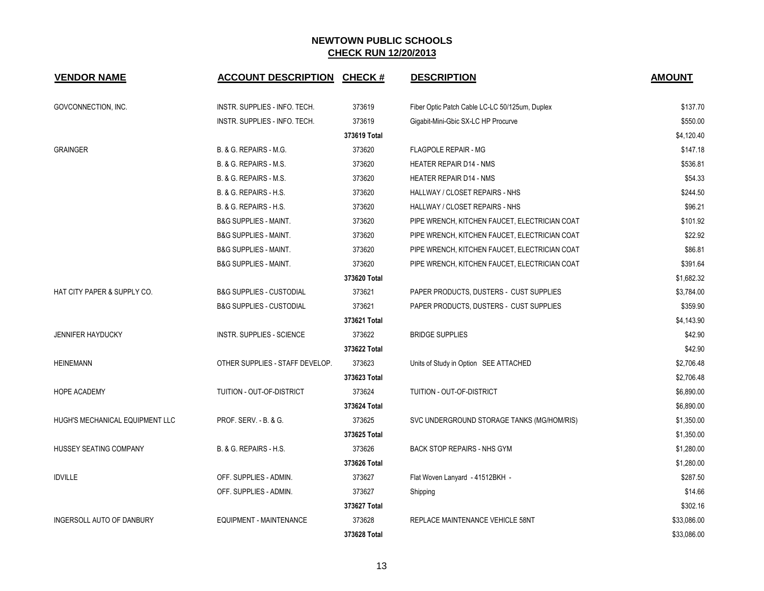# NEWTOWN PUBLIC SCHOOLS

## CHECK RUN 12/20/2013

| VENDOR NAME | ACCOUNT DESCRIPTION | CHECK # | DESCRIPTION | AMOUNT |
|---|---|---|---|---|
| GOVCONNECTION, INC. | INSTR. SUPPLIES - INFO. TECH. | 373619 | Fiber Optic Patch Cable LC-LC 50/125um, Duplex | $137.70 |
| | INSTR. SUPPLIES - INFO. TECH. | 373619 | Gigabit-Mini-Gbic SX-LC HP Procurve | $550.00 |
| | | 373619 Total | | $4,120.40 |
| GRAINGER | B. & G. REPAIRS - M.G. | 373620 | FLAGPOLE REPAIR - MG | $147.18 |
| | B. & G. REPAIRS - M.S. | 373620 | HEATER REPAIR D14 - NMS | $536.81 |
| | B. & G. REPAIRS - M.S. | 373620 | HEATER REPAIR D14 - NMS | $54.33 |
| | B. & G. REPAIRS - H.S. | 373620 | HALLWAY / CLOSET REPAIRS - NHS | $244.50 |
| | B. & G. REPAIRS - H.S. | 373620 | HALLWAY / CLOSET REPAIRS - NHS | $96.21 |
| | B&G SUPPLIES - MAINT. | 373620 | PIPE WRENCH, KITCHEN FAUCET, ELECTRICIAN COAT | $101.92 |
| | B&G SUPPLIES - MAINT. | 373620 | PIPE WRENCH, KITCHEN FAUCET, ELECTRICIAN COAT | $22.92 |
| | B&G SUPPLIES - MAINT. | 373620 | PIPE WRENCH, KITCHEN FAUCET, ELECTRICIAN COAT | $86.81 |
| | B&G SUPPLIES - MAINT. | 373620 | PIPE WRENCH, KITCHEN FAUCET, ELECTRICIAN COAT | $391.64 |
| | | 373620 Total | | $1,682.32 |
| HAT CITY PAPER & SUPPLY CO. | B&G SUPPLIES - CUSTODIAL | 373621 | PAPER PRODUCTS, DUSTERS - CUST SUPPLIES | $3,784.00 |
| | B&G SUPPLIES - CUSTODIAL | 373621 | PAPER PRODUCTS, DUSTERS - CUST SUPPLIES | $359.90 |
| | | 373621 Total | | $4,143.90 |
| JENNIFER HAYDUCKY | INSTR. SUPPLIES - SCIENCE | 373622 | BRIDGE SUPPLIES | $42.90 |
| | | 373622 Total | | $42.90 |
| HEINEMANN | OTHER SUPPLIES - STAFF DEVELOP. | 373623 | Units of Study in Option SEE ATTACHED | $2,706.48 |
| | | 373623 Total | | $2,706.48 |
| HOPE ACADEMY | TUITION - OUT-OF-DISTRICT | 373624 | TUITION - OUT-OF-DISTRICT | $6,890.00 |
| | | 373624 Total | | $6,890.00 |
| HUGH'S MECHANICAL EQUIPMENT LLC | PROF. SERV. - B. & G. | 373625 | SVC UNDERGROUND STORAGE TANKS (MG/HOM/RIS) | $1,350.00 |
| | | 373625 Total | | $1,350.00 |
| HUSSEY SEATING COMPANY | B. & G. REPAIRS - H.S. | 373626 | BACK STOP REPAIRS - NHS GYM | $1,280.00 |
| | | 373626 Total | | $1,280.00 |
| IDVILLE | OFF. SUPPLIES - ADMIN. | 373627 | Flat Woven Lanyard - 41512BKH - | $287.50 |
| | OFF. SUPPLIES - ADMIN. | 373627 | Shipping | $14.66 |
| | | 373627 Total | | $302.16 |
| INGERSOLL AUTO OF DANBURY | EQUIPMENT - MAINTENANCE | 373628 | REPLACE MAINTENANCE VEHICLE 58NT | $33,086.00 |
| | | 373628 Total | | $33,086.00 |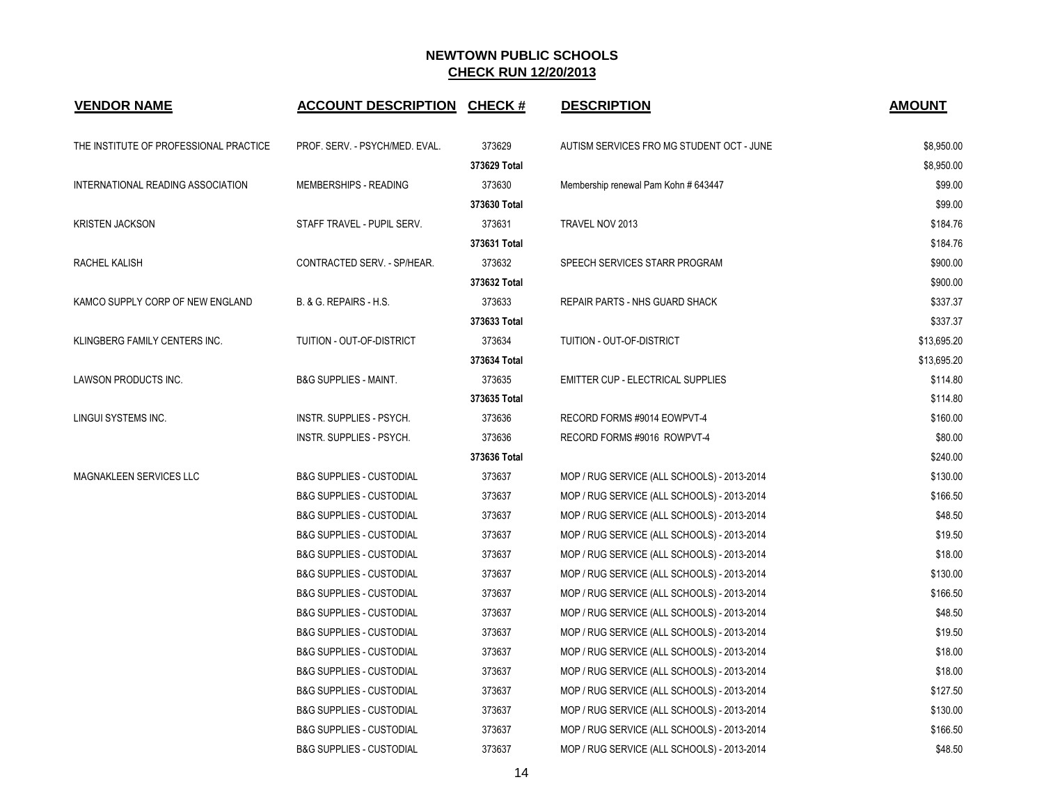# NEWTOWN PUBLIC SCHOOLS

## CHECK RUN 12/20/2013

| VENDOR NAME | ACCOUNT DESCRIPTION | CHECK # | DESCRIPTION | AMOUNT |
|---|---|---|---|---|
| THE INSTITUTE OF PROFESSIONAL PRACTICE | PROF. SERV. - PSYCH/MED. EVAL. | 373629 | AUTISM SERVICES FRO MG STUDENT OCT - JUNE | $8,950.00 |
| | | **373629 Total** | | $8,950.00 |
| INTERNATIONAL READING ASSOCIATION | MEMBERSHIPS - READING | 373630 | Membership renewal Pam Kohn # 643447 | $99.00 |
| | | **373630 Total** | | $99.00 |
| KRISTEN JACKSON | STAFF TRAVEL - PUPIL SERV. | 373631 | TRAVEL NOV 2013 | $184.76 |
| | | **373631 Total** | | $184.76 |
| RACHEL KALISH | CONTRACTED SERV. - SP/HEAR. | 373632 | SPEECH SERVICES STARR PROGRAM | $900.00 |
| | | **373632 Total** | | $900.00 |
| KAMCO SUPPLY CORP OF NEW ENGLAND | B. & G. REPAIRS - H.S. | 373633 | REPAIR PARTS - NHS GUARD SHACK | $337.37 |
| | | **373633 Total** | | $337.37 |
| KLINGBERG FAMILY CENTERS INC. | TUITION - OUT-OF-DISTRICT | 373634 | TUITION - OUT-OF-DISTRICT | $13,695.20 |
| | | **373634 Total** | | $13,695.20 |
| LAWSON PRODUCTS INC. | B&G SUPPLIES - MAINT. | 373635 | EMITTER CUP - ELECTRICAL SUPPLIES | $114.80 |
| | | **373635 Total** | | $114.80 |
| LINGUI SYSTEMS INC. | INSTR. SUPPLIES - PSYCH. | 373636 | RECORD FORMS #9014 EOWPVT-4 | $160.00 |
| | INSTR. SUPPLIES - PSYCH. | 373636 | RECORD FORMS #9016 ROWPVT-4 | $80.00 |
| | | **373636 Total** | | $240.00 |
| MAGNAKLEEN SERVICES LLC | B&G SUPPLIES - CUSTODIAL | 373637 | MOP / RUG SERVICE (ALL SCHOOLS) - 2013-2014 | $130.00 |
| | B&G SUPPLIES - CUSTODIAL | 373637 | MOP / RUG SERVICE (ALL SCHOOLS) - 2013-2014 | $166.50 |
| | B&G SUPPLIES - CUSTODIAL | 373637 | MOP / RUG SERVICE (ALL SCHOOLS) - 2013-2014 | $48.50 |
| | B&G SUPPLIES - CUSTODIAL | 373637 | MOP / RUG SERVICE (ALL SCHOOLS) - 2013-2014 | $19.50 |
| | B&G SUPPLIES - CUSTODIAL | 373637 | MOP / RUG SERVICE (ALL SCHOOLS) - 2013-2014 | $18.00 |
| | B&G SUPPLIES - CUSTODIAL | 373637 | MOP / RUG SERVICE (ALL SCHOOLS) - 2013-2014 | $130.00 |
| | B&G SUPPLIES - CUSTODIAL | 373637 | MOP / RUG SERVICE (ALL SCHOOLS) - 2013-2014 | $166.50 |
| | B&G SUPPLIES - CUSTODIAL | 373637 | MOP / RUG SERVICE (ALL SCHOOLS) - 2013-2014 | $48.50 |
| | B&G SUPPLIES - CUSTODIAL | 373637 | MOP / RUG SERVICE (ALL SCHOOLS) - 2013-2014 | $19.50 |
| | B&G SUPPLIES - CUSTODIAL | 373637 | MOP / RUG SERVICE (ALL SCHOOLS) - 2013-2014 | $18.00 |
| | B&G SUPPLIES - CUSTODIAL | 373637 | MOP / RUG SERVICE (ALL SCHOOLS) - 2013-2014 | $18.00 |
| | B&G SUPPLIES - CUSTODIAL | 373637 | MOP / RUG SERVICE (ALL SCHOOLS) - 2013-2014 | $127.50 |
| | B&G SUPPLIES - CUSTODIAL | 373637 | MOP / RUG SERVICE (ALL SCHOOLS) - 2013-2014 | $130.00 |
| | B&G SUPPLIES - CUSTODIAL | 373637 | MOP / RUG SERVICE (ALL SCHOOLS) - 2013-2014 | $166.50 |
| | B&G SUPPLIES - CUSTODIAL | 373637 | MOP / RUG SERVICE (ALL SCHOOLS) - 2013-2014 | $48.50 |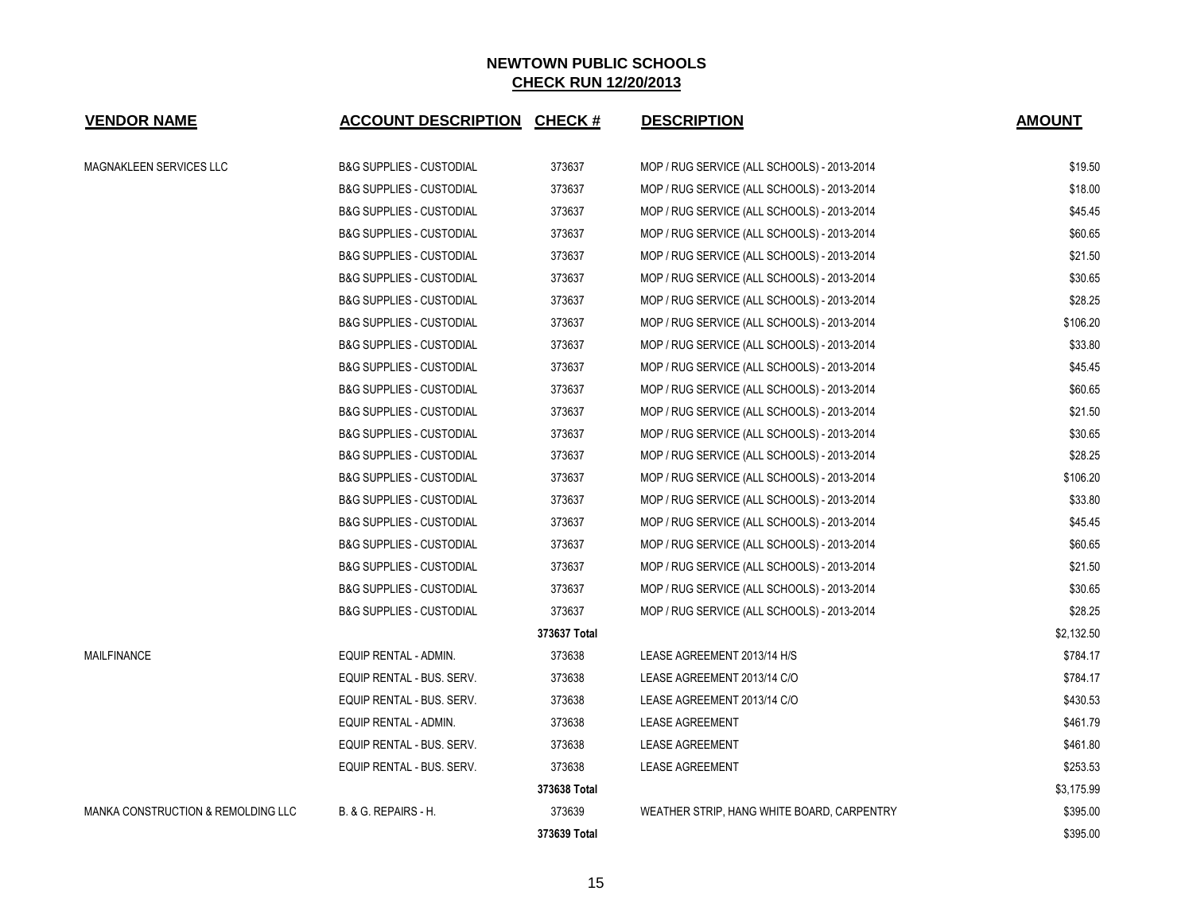## NEWTOWN PUBLIC SCHOOLS
## CHECK RUN 12/20/2013

| VENDOR NAME | ACCOUNT DESCRIPTION | CHECK # | DESCRIPTION | AMOUNT |
|---|---|---|---|---|
| MAGNAKLEEN SERVICES LLC | B&G SUPPLIES - CUSTODIAL | 373637 | MOP / RUG SERVICE (ALL SCHOOLS) - 2013-2014 | $19.50 |
| | B&G SUPPLIES - CUSTODIAL | 373637 | MOP / RUG SERVICE (ALL SCHOOLS) - 2013-2014 | $18.00 |
| | B&G SUPPLIES - CUSTODIAL | 373637 | MOP / RUG SERVICE (ALL SCHOOLS) - 2013-2014 | $45.45 |
| | B&G SUPPLIES - CUSTODIAL | 373637 | MOP / RUG SERVICE (ALL SCHOOLS) - 2013-2014 | $60.65 |
| | B&G SUPPLIES - CUSTODIAL | 373637 | MOP / RUG SERVICE (ALL SCHOOLS) - 2013-2014 | $21.50 |
| | B&G SUPPLIES - CUSTODIAL | 373637 | MOP / RUG SERVICE (ALL SCHOOLS) - 2013-2014 | $30.65 |
| | B&G SUPPLIES - CUSTODIAL | 373637 | MOP / RUG SERVICE (ALL SCHOOLS) - 2013-2014 | $28.25 |
| | B&G SUPPLIES - CUSTODIAL | 373637 | MOP / RUG SERVICE (ALL SCHOOLS) - 2013-2014 | $106.20 |
| | B&G SUPPLIES - CUSTODIAL | 373637 | MOP / RUG SERVICE (ALL SCHOOLS) - 2013-2014 | $33.80 |
| | B&G SUPPLIES - CUSTODIAL | 373637 | MOP / RUG SERVICE (ALL SCHOOLS) - 2013-2014 | $45.45 |
| | B&G SUPPLIES - CUSTODIAL | 373637 | MOP / RUG SERVICE (ALL SCHOOLS) - 2013-2014 | $60.65 |
| | B&G SUPPLIES - CUSTODIAL | 373637 | MOP / RUG SERVICE (ALL SCHOOLS) - 2013-2014 | $21.50 |
| | B&G SUPPLIES - CUSTODIAL | 373637 | MOP / RUG SERVICE (ALL SCHOOLS) - 2013-2014 | $30.65 |
| | B&G SUPPLIES - CUSTODIAL | 373637 | MOP / RUG SERVICE (ALL SCHOOLS) - 2013-2014 | $28.25 |
| | B&G SUPPLIES - CUSTODIAL | 373637 | MOP / RUG SERVICE (ALL SCHOOLS) - 2013-2014 | $106.20 |
| | B&G SUPPLIES - CUSTODIAL | 373637 | MOP / RUG SERVICE (ALL SCHOOLS) - 2013-2014 | $33.80 |
| | B&G SUPPLIES - CUSTODIAL | 373637 | MOP / RUG SERVICE (ALL SCHOOLS) - 2013-2014 | $45.45 |
| | B&G SUPPLIES - CUSTODIAL | 373637 | MOP / RUG SERVICE (ALL SCHOOLS) - 2013-2014 | $60.65 |
| | B&G SUPPLIES - CUSTODIAL | 373637 | MOP / RUG SERVICE (ALL SCHOOLS) - 2013-2014 | $21.50 |
| | B&G SUPPLIES - CUSTODIAL | 373637 | MOP / RUG SERVICE (ALL SCHOOLS) - 2013-2014 | $30.65 |
| | B&G SUPPLIES - CUSTODIAL | 373637 | MOP / RUG SERVICE (ALL SCHOOLS) - 2013-2014 | $28.25 |
| | | **373637 Total** | | $2,132.50 |
| MAILFINANCE | EQUIP RENTAL - ADMIN. | 373638 | LEASE AGREEMENT 2013/14 H/S | $784.17 |
| | EQUIP RENTAL - BUS. SERV. | 373638 | LEASE AGREEMENT 2013/14 C/O | $784.17 |
| | EQUIP RENTAL - BUS. SERV. | 373638 | LEASE AGREEMENT 2013/14 C/O | $430.53 |
| | EQUIP RENTAL - ADMIN. | 373638 | LEASE AGREEMENT | $461.79 |
| | EQUIP RENTAL - BUS. SERV. | 373638 | LEASE AGREEMENT | $461.80 |
| | EQUIP RENTAL - BUS. SERV. | 373638 | LEASE AGREEMENT | $253.53 |
| | | **373638 Total** | | $3,175.99 |
| MANKA CONSTRUCTION & REMOLDING LLC | B. & G. REPAIRS - H. | 373639 | WEATHER STRIP, HANG WHITE BOARD, CARPENTRY | $395.00 |
| | | **373639 Total** | | $395.00 |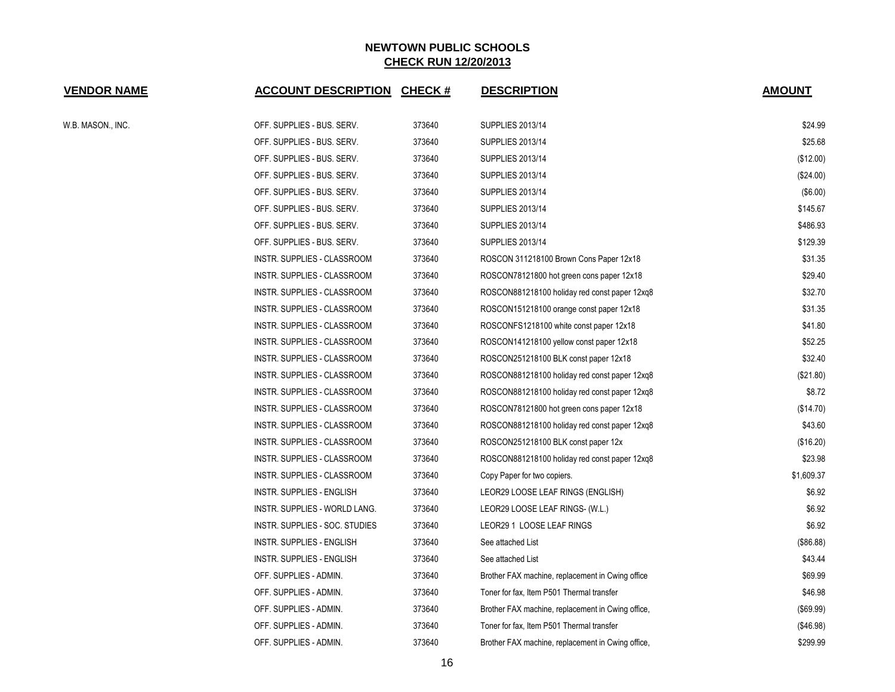**NEWTOWN PUBLIC SCHOOLS**
**CHECK RUN 12/20/2013**

| VENDOR NAME | ACCOUNT DESCRIPTION | CHECK # | DESCRIPTION | AMOUNT |
|---|---|---|---|---|
| W.B. MASON., INC. | OFF. SUPPLIES - BUS. SERV. | 373640 | SUPPLIES 2013/14 | $24.99 |
| | OFF. SUPPLIES - BUS. SERV. | 373640 | SUPPLIES 2013/14 | $25.68 |
| | OFF. SUPPLIES - BUS. SERV. | 373640 | SUPPLIES 2013/14 | ($12.00) |
| | OFF. SUPPLIES - BUS. SERV. | 373640 | SUPPLIES 2013/14 | ($24.00) |
| | OFF. SUPPLIES - BUS. SERV. | 373640 | SUPPLIES 2013/14 | ($6.00) |
| | OFF. SUPPLIES - BUS. SERV. | 373640 | SUPPLIES 2013/14 | $145.67 |
| | OFF. SUPPLIES - BUS. SERV. | 373640 | SUPPLIES 2013/14 | $486.93 |
| | OFF. SUPPLIES - BUS. SERV. | 373640 | SUPPLIES 2013/14 | $129.39 |
| | INSTR. SUPPLIES - CLASSROOM | 373640 | ROSCON 311218100 Brown Cons Paper 12x18 | $31.35 |
| | INSTR. SUPPLIES - CLASSROOM | 373640 | ROSCON78121800 hot green cons paper 12x18 | $29.40 |
| | INSTR. SUPPLIES - CLASSROOM | 373640 | ROSCON881218100 holiday red const paper 12xq8 | $32.70 |
| | INSTR. SUPPLIES - CLASSROOM | 373640 | ROSCON151218100 orange const paper 12x18 | $31.35 |
| | INSTR. SUPPLIES - CLASSROOM | 373640 | ROSCONFS1218100 white const paper 12x18 | $41.80 |
| | INSTR. SUPPLIES - CLASSROOM | 373640 | ROSCON141218100 yellow const paper 12x18 | $52.25 |
| | INSTR. SUPPLIES - CLASSROOM | 373640 | ROSCON251218100 BLK const paper 12x18 | $32.40 |
| | INSTR. SUPPLIES - CLASSROOM | 373640 | ROSCON881218100 holiday red const paper 12xq8 | ($21.80) |
| | INSTR. SUPPLIES - CLASSROOM | 373640 | ROSCON881218100 holiday red const paper 12xq8 | $8.72 |
| | INSTR. SUPPLIES - CLASSROOM | 373640 | ROSCON78121800 hot green cons paper 12x18 | ($14.70) |
| | INSTR. SUPPLIES - CLASSROOM | 373640 | ROSCON881218100 holiday red const paper 12xq8 | $43.60 |
| | INSTR. SUPPLIES - CLASSROOM | 373640 | ROSCON251218100 BLK const paper 12x | ($16.20) |
| | INSTR. SUPPLIES - CLASSROOM | 373640 | ROSCON881218100 holiday red const paper 12xq8 | $23.98 |
| | INSTR. SUPPLIES - CLASSROOM | 373640 | Copy Paper for two copiers. | $1,609.37 |
| | INSTR. SUPPLIES - ENGLISH | 373640 | LEOR29 LOOSE LEAF RINGS (ENGLISH) | $6.92 |
| | INSTR. SUPPLIES - WORLD LANG. | 373640 | LEOR29 LOOSE LEAF RINGS- (W.L.) | $6.92 |
| | INSTR. SUPPLIES - SOC. STUDIES | 373640 | LEOR29 1 LOOSE LEAF RINGS | $6.92 |
| | INSTR. SUPPLIES - ENGLISH | 373640 | See attached List | ($86.88) |
| | INSTR. SUPPLIES - ENGLISH | 373640 | See attached List | $43.44 |
| | OFF. SUPPLIES - ADMIN. | 373640 | Brother FAX machine, replacement in Cwing office | $69.99 |
| | OFF. SUPPLIES - ADMIN. | 373640 | Toner for fax, Item P501 Thermal transfer | $46.98 |
| | OFF. SUPPLIES - ADMIN. | 373640 | Brother FAX machine, replacement in Cwing office, | ($69.99) |
| | OFF. SUPPLIES - ADMIN. | 373640 | Toner for fax, Item P501 Thermal transfer | ($46.98) |
| | OFF. SUPPLIES - ADMIN. | 373640 | Brother FAX machine, replacement in Cwing office, | $299.99 |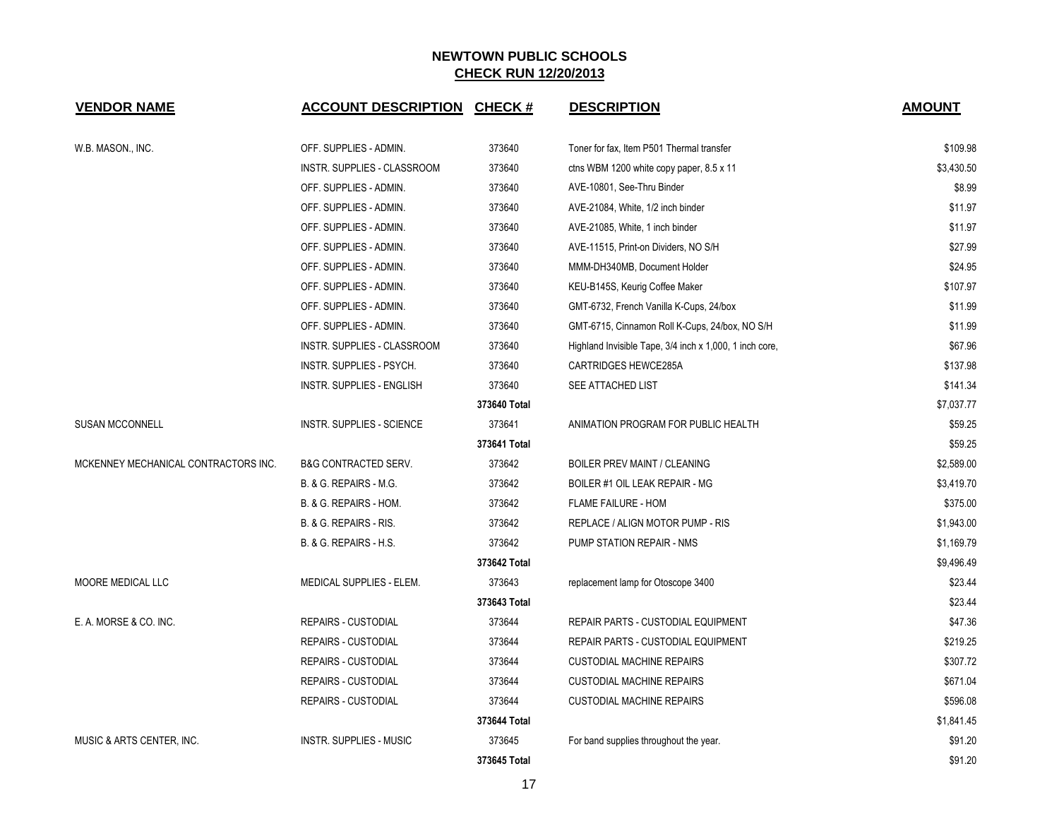# NEWTOWN PUBLIC SCHOOLS

## CHECK RUN 12/20/2013

| VENDOR NAME | ACCOUNT DESCRIPTION | CHECK # | DESCRIPTION | AMOUNT |
|---|---|---|---|---|
| W.B. MASON., INC. | OFF. SUPPLIES - ADMIN. | 373640 | Toner for fax, Item P501 Thermal transfer | $109.98 |
| | INSTR. SUPPLIES - CLASSROOM | 373640 | ctns WBM 1200 white copy paper, 8.5 x 11 | $3,430.50 |
| | OFF. SUPPLIES - ADMIN. | 373640 | AVE-10801, See-Thru Binder | $8.99 |
| | OFF. SUPPLIES - ADMIN. | 373640 | AVE-21084, White, 1/2 inch binder | $11.97 |
| | OFF. SUPPLIES - ADMIN. | 373640 | AVE-21085, White, 1 inch binder | $11.97 |
| | OFF. SUPPLIES - ADMIN. | 373640 | AVE-11515, Print-on Dividers, NO S/H | $27.99 |
| | OFF. SUPPLIES - ADMIN. | 373640 | MMM-DH340MB, Document Holder | $24.95 |
| | OFF. SUPPLIES - ADMIN. | 373640 | KEU-B145S, Keurig Coffee Maker | $107.97 |
| | OFF. SUPPLIES - ADMIN. | 373640 | GMT-6732, French Vanilla K-Cups, 24/box | $11.99 |
| | OFF. SUPPLIES - ADMIN. | 373640 | GMT-6715, Cinnamon Roll K-Cups, 24/box, NO S/H | $11.99 |
| | INSTR. SUPPLIES - CLASSROOM | 373640 | Highland Invisible Tape, 3/4 inch x 1,000, 1 inch core, | $67.96 |
| | INSTR. SUPPLIES - PSYCH. | 373640 | CARTRIDGES HEWCE285A | $137.98 |
| | INSTR. SUPPLIES - ENGLISH | 373640 | SEE ATTACHED LIST | $141.34 |
| | | **373640 Total** | | $7,037.77 |
| SUSAN MCCONNELL | INSTR. SUPPLIES - SCIENCE | 373641 | ANIMATION PROGRAM FOR PUBLIC HEALTH | $59.25 |
| | | **373641 Total** | | $59.25 |
| MCKENNEY MECHANICAL CONTRACTORS INC. | B&G CONTRACTED SERV. | 373642 | BOILER PREV MAINT / CLEANING | $2,589.00 |
| | B. & G. REPAIRS - M.G. | 373642 | BOILER #1 OIL LEAK REPAIR - MG | $3,419.70 |
| | B. & G. REPAIRS - HOM. | 373642 | FLAME FAILURE - HOM | $375.00 |
| | B. & G. REPAIRS - RIS. | 373642 | REPLACE / ALIGN MOTOR PUMP - RIS | $1,943.00 |
| | B. & G. REPAIRS - H.S. | 373642 | PUMP STATION REPAIR - NMS | $1,169.79 |
| | | **373642 Total** | | $9,496.49 |
| MOORE MEDICAL LLC | MEDICAL SUPPLIES - ELEM. | 373643 | replacement lamp for Otoscope 3400 | $23.44 |
| | | **373643 Total** | | $23.44 |
| E. A. MORSE & CO. INC. | REPAIRS - CUSTODIAL | 373644 | REPAIR PARTS - CUSTODIAL EQUIPMENT | $47.36 |
| | REPAIRS - CUSTODIAL | 373644 | REPAIR PARTS - CUSTODIAL EQUIPMENT | $219.25 |
| | REPAIRS - CUSTODIAL | 373644 | CUSTODIAL MACHINE REPAIRS | $307.72 |
| | REPAIRS - CUSTODIAL | 373644 | CUSTODIAL MACHINE REPAIRS | $671.04 |
| | REPAIRS - CUSTODIAL | 373644 | CUSTODIAL MACHINE REPAIRS | $596.08 |
| | | **373644 Total** | | $1,841.45 |
| MUSIC & ARTS CENTER, INC. | INSTR. SUPPLIES - MUSIC | 373645 | For band supplies throughout the year. | $91.20 |
| | | **373645 Total** | | $91.20 |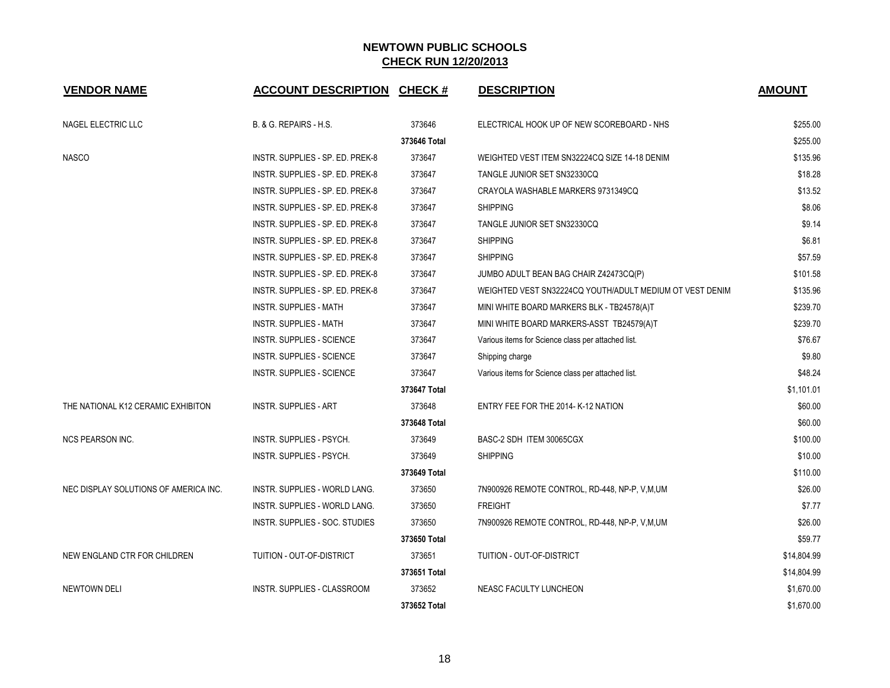## NEWTOWN PUBLIC SCHOOLS
## CHECK RUN 12/20/2013

| VENDOR NAME | ACCOUNT DESCRIPTION | CHECK # | DESCRIPTION | AMOUNT |
|---|---|---|---|---|
| NAGEL ELECTRIC LLC | B. & G. REPAIRS - H.S. | 373646 | ELECTRICAL HOOK UP OF NEW SCOREBOARD - NHS | $255.00 |
| | | 373646 Total | | $255.00 |
| NASCO | INSTR. SUPPLIES - SP. ED. PREK-8 | 373647 | WEIGHTED VEST ITEM SN32224CQ SIZE 14-18 DENIM | $135.96 |
| | INSTR. SUPPLIES - SP. ED. PREK-8 | 373647 | TANGLE JUNIOR SET SN32330CQ | $18.28 |
| | INSTR. SUPPLIES - SP. ED. PREK-8 | 373647 | CRAYOLA WASHABLE MARKERS 9731349CQ | $13.52 |
| | INSTR. SUPPLIES - SP. ED. PREK-8 | 373647 | SHIPPING | $8.06 |
| | INSTR. SUPPLIES - SP. ED. PREK-8 | 373647 | TANGLE JUNIOR SET SN32330CQ | $9.14 |
| | INSTR. SUPPLIES - SP. ED. PREK-8 | 373647 | SHIPPING | $6.81 |
| | INSTR. SUPPLIES - SP. ED. PREK-8 | 373647 | SHIPPING | $57.59 |
| | INSTR. SUPPLIES - SP. ED. PREK-8 | 373647 | JUMBO ADULT BEAN BAG CHAIR Z42473CQ(P) | $101.58 |
| | INSTR. SUPPLIES - SP. ED. PREK-8 | 373647 | WEIGHTED VEST SN32224CQ YOUTH/ADULT MEDIUM OT VEST DENIM | $135.96 |
| | INSTR. SUPPLIES - MATH | 373647 | MINI WHITE BOARD MARKERS BLK - TB24578(A)T | $239.70 |
| | INSTR. SUPPLIES - MATH | 373647 | MINI WHITE BOARD MARKERS-ASST TB24579(A)T | $239.70 |
| | INSTR. SUPPLIES - SCIENCE | 373647 | Various items for Science class per attached list. | $76.67 |
| | INSTR. SUPPLIES - SCIENCE | 373647 | Shipping charge | $9.80 |
| | INSTR. SUPPLIES - SCIENCE | 373647 | Various items for Science class per attached list. | $48.24 |
| | | 373647 Total | | $1,101.01 |
| THE NATIONAL K12 CERAMIC EXHIBITON | INSTR. SUPPLIES - ART | 373648 | ENTRY FEE FOR THE 2014- K-12 NATION | $60.00 |
| | | 373648 Total | | $60.00 |
| NCS PEARSON INC. | INSTR. SUPPLIES - PSYCH. | 373649 | BASC-2 SDH ITEM 30065CGX | $100.00 |
| | INSTR. SUPPLIES - PSYCH. | 373649 | SHIPPING | $10.00 |
| | | 373649 Total | | $110.00 |
| NEC DISPLAY SOLUTIONS OF AMERICA INC. | INSTR. SUPPLIES - WORLD LANG. | 373650 | 7N900926 REMOTE CONTROL, RD-448, NP-P, V,M,UM | $26.00 |
| | INSTR. SUPPLIES - WORLD LANG. | 373650 | FREIGHT | $7.77 |
| | INSTR. SUPPLIES - SOC. STUDIES | 373650 | 7N900926 REMOTE CONTROL, RD-448, NP-P, V,M,UM | $26.00 |
| | | 373650 Total | | $59.77 |
| NEW ENGLAND CTR FOR CHILDREN | TUITION - OUT-OF-DISTRICT | 373651 | TUITION - OUT-OF-DISTRICT | $14,804.99 |
| | | 373651 Total | | $14,804.99 |
| NEWTOWN DELI | INSTR. SUPPLIES - CLASSROOM | 373652 | NEASC FACULTY LUNCHEON | $1,670.00 |
| | | 373652 Total | | $1,670.00 |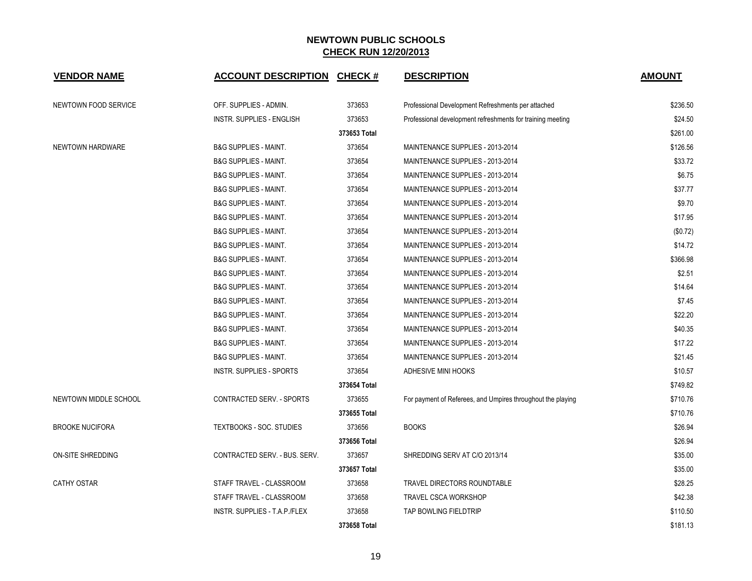# NEWTOWN PUBLIC SCHOOLS

## CHECK RUN 12/20/2013

| VENDOR NAME | ACCOUNT DESCRIPTION | CHECK # | DESCRIPTION | AMOUNT |
|---|---|---|---|---|
| NEWTOWN FOOD SERVICE | OFF. SUPPLIES - ADMIN. | 373653 | Professional Development Refreshments per attached | $236.50 |
| | INSTR. SUPPLIES - ENGLISH | 373653 | Professional development refreshments for training meeting | $24.50 |
| | | **373653 Total** | | $261.00 |
| NEWTOWN HARDWARE | B&G SUPPLIES - MAINT. | 373654 | MAINTENANCE SUPPLIES - 2013-2014 | $126.56 |
| | B&G SUPPLIES - MAINT. | 373654 | MAINTENANCE SUPPLIES - 2013-2014 | $33.72 |
| | B&G SUPPLIES - MAINT. | 373654 | MAINTENANCE SUPPLIES - 2013-2014 | $6.75 |
| | B&G SUPPLIES - MAINT. | 373654 | MAINTENANCE SUPPLIES - 2013-2014 | $37.77 |
| | B&G SUPPLIES - MAINT. | 373654 | MAINTENANCE SUPPLIES - 2013-2014 | $9.70 |
| | B&G SUPPLIES - MAINT. | 373654 | MAINTENANCE SUPPLIES - 2013-2014 | $17.95 |
| | B&G SUPPLIES - MAINT. | 373654 | MAINTENANCE SUPPLIES - 2013-2014 | ($0.72) |
| | B&G SUPPLIES - MAINT. | 373654 | MAINTENANCE SUPPLIES - 2013-2014 | $14.72 |
| | B&G SUPPLIES - MAINT. | 373654 | MAINTENANCE SUPPLIES - 2013-2014 | $366.98 |
| | B&G SUPPLIES - MAINT. | 373654 | MAINTENANCE SUPPLIES - 2013-2014 | $2.51 |
| | B&G SUPPLIES - MAINT. | 373654 | MAINTENANCE SUPPLIES - 2013-2014 | $14.64 |
| | B&G SUPPLIES - MAINT. | 373654 | MAINTENANCE SUPPLIES - 2013-2014 | $7.45 |
| | B&G SUPPLIES - MAINT. | 373654 | MAINTENANCE SUPPLIES - 2013-2014 | $22.20 |
| | B&G SUPPLIES - MAINT. | 373654 | MAINTENANCE SUPPLIES - 2013-2014 | $40.35 |
| | B&G SUPPLIES - MAINT. | 373654 | MAINTENANCE SUPPLIES - 2013-2014 | $17.22 |
| | B&G SUPPLIES - MAINT. | 373654 | MAINTENANCE SUPPLIES - 2013-2014 | $21.45 |
| | INSTR. SUPPLIES - SPORTS | 373654 | ADHESIVE MINI HOOKS | $10.57 |
| | | **373654 Total** | | $749.82 |
| NEWTOWN MIDDLE SCHOOL | CONTRACTED SERV. - SPORTS | 373655 | For payment of Referees, and Umpires throughout the playing | $710.76 |
| | | **373655 Total** | | $710.76 |
| BROOKE NUCIFORA | TEXTBOOKS - SOC. STUDIES | 373656 | BOOKS | $26.94 |
| | | **373656 Total** | | $26.94 |
| ON-SITE SHREDDING | CONTRACTED SERV. - BUS. SERV. | 373657 | SHREDDING SERV AT C/O 2013/14 | $35.00 |
| | | **373657 Total** | | $35.00 |
| CATHY OSTAR | STAFF TRAVEL - CLASSROOM | 373658 | TRAVEL DIRECTORS ROUNDTABLE | $28.25 |
| | STAFF TRAVEL - CLASSROOM | 373658 | TRAVEL CSCA WORKSHOP | $42.38 |
| | INSTR. SUPPLIES - T.A.P./FLEX | 373658 | TAP BOWLING FIELDTRIP | $110.50 |
| | | **373658 Total** | | $181.13 |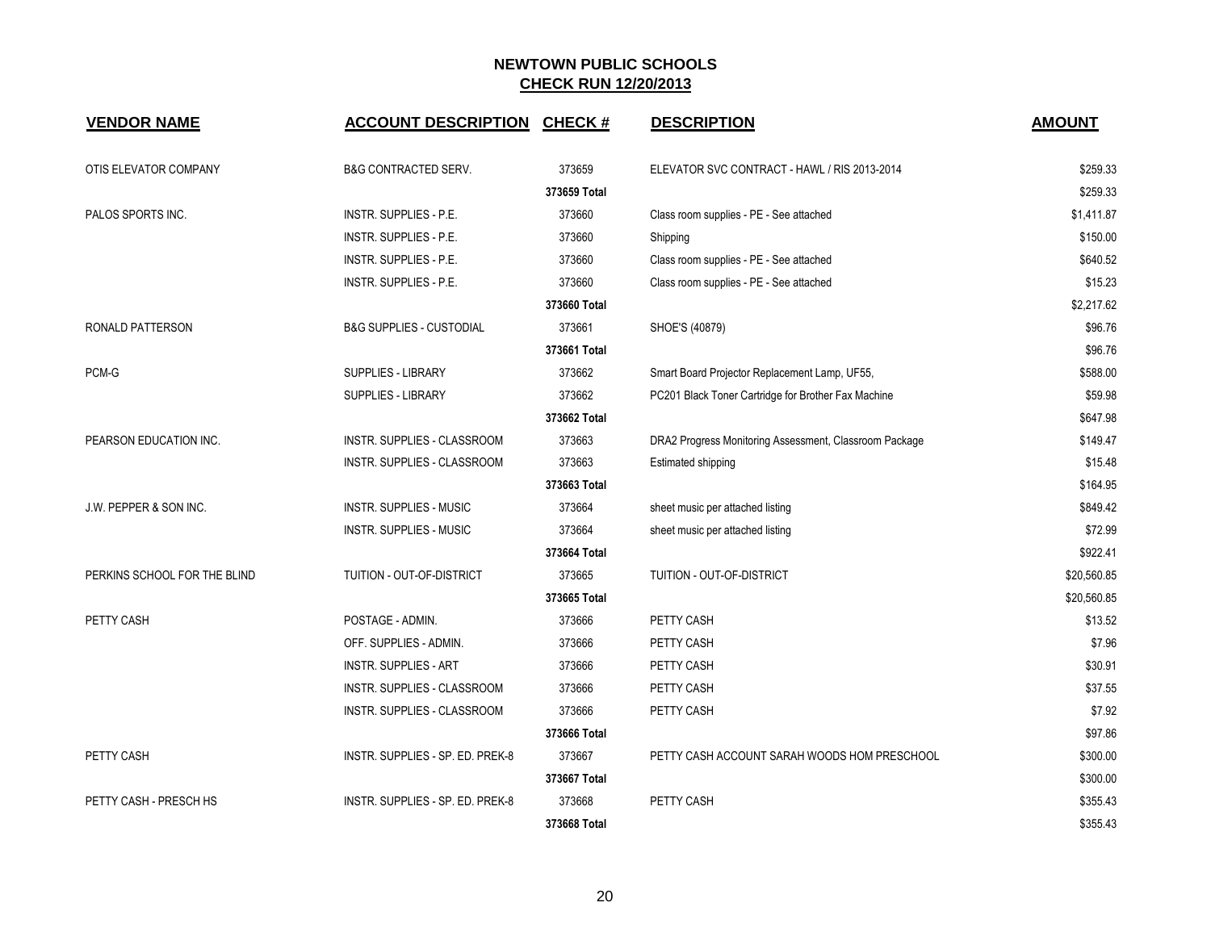# NEWTOWN PUBLIC SCHOOLS

## CHECK RUN 12/20/2013

| VENDOR NAME | ACCOUNT DESCRIPTION | CHECK # | DESCRIPTION | AMOUNT |
|---|---|---|---|---|
| OTIS ELEVATOR COMPANY | B&G CONTRACTED SERV. | 373659 | ELEVATOR SVC CONTRACT - HAWL / RIS 2013-2014 | $259.33 |
| | | 373659 Total | | $259.33 |
| PALOS SPORTS INC. | INSTR. SUPPLIES - P.E. | 373660 | Class room supplies - PE - See attached | $1,411.87 |
| | INSTR. SUPPLIES - P.E. | 373660 | Shipping | $150.00 |
| | INSTR. SUPPLIES - P.E. | 373660 | Class room supplies - PE - See attached | $640.52 |
| | INSTR. SUPPLIES - P.E. | 373660 | Class room supplies - PE - See attached | $15.23 |
| | | 373660 Total | | $2,217.62 |
| RONALD PATTERSON | B&G SUPPLIES - CUSTODIAL | 373661 | SHOE'S (40879) | $96.76 |
| | | 373661 Total | | $96.76 |
| PCM-G | SUPPLIES - LIBRARY | 373662 | Smart Board Projector Replacement Lamp, UF55, | $588.00 |
| | SUPPLIES - LIBRARY | 373662 | PC201 Black Toner Cartridge for Brother Fax Machine | $59.98 |
| | | 373662 Total | | $647.98 |
| PEARSON EDUCATION INC. | INSTR. SUPPLIES - CLASSROOM | 373663 | DRA2 Progress Monitoring Assessment, Classroom Package | $149.47 |
| | INSTR. SUPPLIES - CLASSROOM | 373663 | Estimated shipping | $15.48 |
| | | 373663 Total | | $164.95 |
| J.W. PEPPER & SON INC. | INSTR. SUPPLIES - MUSIC | 373664 | sheet music per attached listing | $849.42 |
| | INSTR. SUPPLIES - MUSIC | 373664 | sheet music per attached listing | $72.99 |
| | | 373664 Total | | $922.41 |
| PERKINS SCHOOL FOR THE BLIND | TUITION - OUT-OF-DISTRICT | 373665 | TUITION - OUT-OF-DISTRICT | $20,560.85 |
| | | 373665 Total | | $20,560.85 |
| PETTY CASH | POSTAGE - ADMIN. | 373666 | PETTY CASH | $13.52 |
| | OFF. SUPPLIES - ADMIN. | 373666 | PETTY CASH | $7.96 |
| | INSTR. SUPPLIES - ART | 373666 | PETTY CASH | $30.91 |
| | INSTR. SUPPLIES - CLASSROOM | 373666 | PETTY CASH | $37.55 |
| | INSTR. SUPPLIES - CLASSROOM | 373666 | PETTY CASH | $7.92 |
| | | 373666 Total | | $97.86 |
| PETTY CASH | INSTR. SUPPLIES - SP. ED. PREK-8 | 373667 | PETTY CASH ACCOUNT SARAH WOODS HOM PRESCHOOL | $300.00 |
| | | 373667 Total | | $300.00 |
| PETTY CASH - PRESCH HS | INSTR. SUPPLIES - SP. ED. PREK-8 | 373668 | PETTY CASH | $355.43 |
| | | 373668 Total | | $355.43 |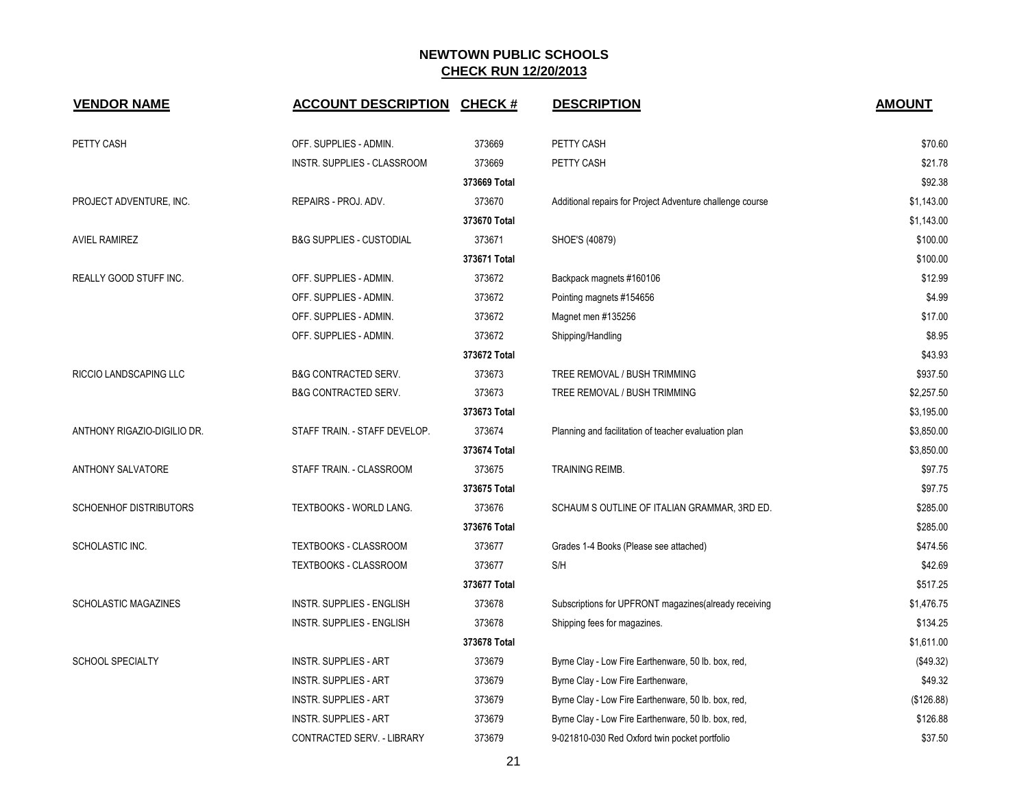# NEWTOWN PUBLIC SCHOOLS
## CHECK RUN 12/20/2013

| VENDOR NAME | ACCOUNT DESCRIPTION | CHECK # | DESCRIPTION | AMOUNT |
|---|---|---|---|---|
| PETTY CASH | OFF. SUPPLIES - ADMIN. | 373669 | PETTY CASH | $70.60 |
| | INSTR. SUPPLIES - CLASSROOM | 373669 | PETTY CASH | $21.78 |
| | | 373669 Total | | $92.38 |
| PROJECT ADVENTURE, INC. | REPAIRS - PROJ. ADV. | 373670 | Additional repairs for Project Adventure challenge course | $1,143.00 |
| | | 373670 Total | | $1,143.00 |
| AVIEL RAMIREZ | B&G SUPPLIES - CUSTODIAL | 373671 | SHOE'S (40879) | $100.00 |
| | | 373671 Total | | $100.00 |
| REALLY GOOD STUFF INC. | OFF. SUPPLIES - ADMIN. | 373672 | Backpack magnets #160106 | $12.99 |
| | OFF. SUPPLIES - ADMIN. | 373672 | Pointing magnets #154656 | $4.99 |
| | OFF. SUPPLIES - ADMIN. | 373672 | Magnet men #135256 | $17.00 |
| | OFF. SUPPLIES - ADMIN. | 373672 | Shipping/Handling | $8.95 |
| | | 373672 Total | | $43.93 |
| RICCIO LANDSCAPING LLC | B&G CONTRACTED SERV. | 373673 | TREE REMOVAL / BUSH TRIMMING | $937.50 |
| | B&G CONTRACTED SERV. | 373673 | TREE REMOVAL / BUSH TRIMMING | $2,257.50 |
| | | 373673 Total | | $3,195.00 |
| ANTHONY RIGAZIO-DIGILIO DR. | STAFF TRAIN. - STAFF DEVELOP. | 373674 | Planning and facilitation of teacher evaluation plan | $3,850.00 |
| | | 373674 Total | | $3,850.00 |
| ANTHONY SALVATORE | STAFF TRAIN. - CLASSROOM | 373675 | TRAINING REIMB. | $97.75 |
| | | 373675 Total | | $97.75 |
| SCHOENHOF DISTRIBUTORS | TEXTBOOKS - WORLD LANG. | 373676 | SCHAUM S OUTLINE OF ITALIAN GRAMMAR, 3RD ED. | $285.00 |
| | | 373676 Total | | $285.00 |
| SCHOLASTIC INC. | TEXTBOOKS - CLASSROOM | 373677 | Grades 1-4 Books (Please see attached) | $474.56 |
| | TEXTBOOKS - CLASSROOM | 373677 | S/H | $42.69 |
| | | 373677 Total | | $517.25 |
| SCHOLASTIC MAGAZINES | INSTR. SUPPLIES - ENGLISH | 373678 | Subscriptions for UPFRONT magazines(already receiving | $1,476.75 |
| | INSTR. SUPPLIES - ENGLISH | 373678 | Shipping fees for magazines. | $134.25 |
| | | 373678 Total | | $1,611.00 |
| SCHOOL SPECIALTY | INSTR. SUPPLIES - ART | 373679 | Byrne Clay - Low Fire Earthenware, 50 lb. box, red, | ($49.32) |
| | INSTR. SUPPLIES - ART | 373679 | Byrne Clay - Low Fire Earthenware, | $49.32 |
| | INSTR. SUPPLIES - ART | 373679 | Byrne Clay - Low Fire Earthenware, 50 lb. box, red, | ($126.88) |
| | INSTR. SUPPLIES - ART | 373679 | Byrne Clay - Low Fire Earthenware, 50 lb. box, red, | $126.88 |
| | CONTRACTED SERV. - LIBRARY | 373679 | 9-021810-030 Red Oxford twin pocket portfolio | $37.50 |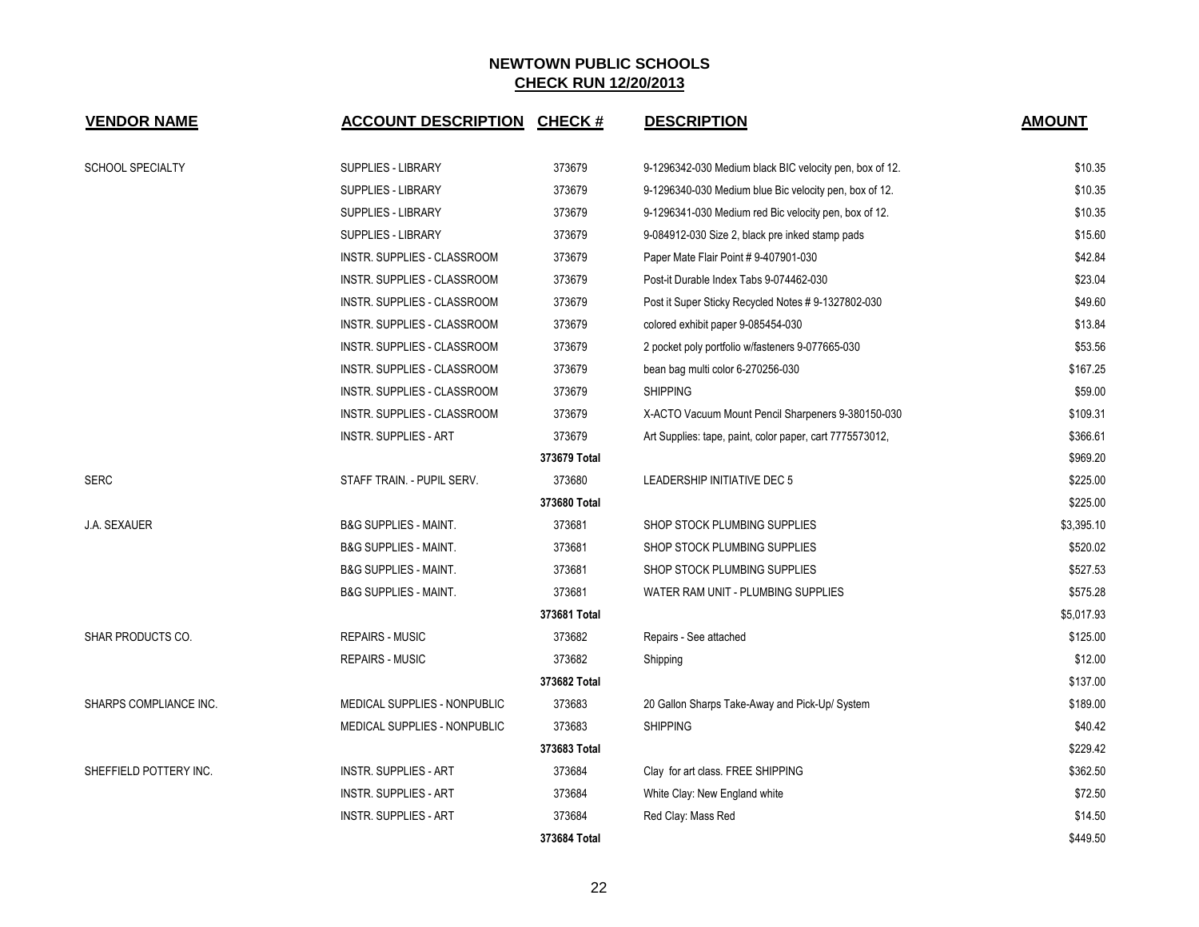# NEWTOWN PUBLIC SCHOOLS
## CHECK RUN 12/20/2013

| VENDOR NAME | ACCOUNT DESCRIPTION | CHECK # | DESCRIPTION | AMOUNT |
|---|---|---|---|---|
| SCHOOL SPECIALTY | SUPPLIES - LIBRARY | 373679 | 9-1296342-030 Medium black BIC velocity pen, box of 12. | $10.35 |
| | SUPPLIES - LIBRARY | 373679 | 9-1296340-030 Medium blue Bic velocity pen, box of 12. | $10.35 |
| | SUPPLIES - LIBRARY | 373679 | 9-1296341-030 Medium red Bic velocity pen, box of 12. | $10.35 |
| | SUPPLIES - LIBRARY | 373679 | 9-084912-030 Size 2, black pre inked stamp pads | $15.60 |
| | INSTR. SUPPLIES - CLASSROOM | 373679 | Paper Mate Flair Point # 9-407901-030 | $42.84 |
| | INSTR. SUPPLIES - CLASSROOM | 373679 | Post-it Durable Index Tabs 9-074462-030 | $23.04 |
| | INSTR. SUPPLIES - CLASSROOM | 373679 | Post it Super Sticky Recycled Notes # 9-1327802-030 | $49.60 |
| | INSTR. SUPPLIES - CLASSROOM | 373679 | colored exhibit paper 9-085454-030 | $13.84 |
| | INSTR. SUPPLIES - CLASSROOM | 373679 | 2 pocket poly portfolio w/fasteners 9-077665-030 | $53.56 |
| | INSTR. SUPPLIES - CLASSROOM | 373679 | bean bag multi color 6-270256-030 | $167.25 |
| | INSTR. SUPPLIES - CLASSROOM | 373679 | SHIPPING | $59.00 |
| | INSTR. SUPPLIES - CLASSROOM | 373679 | X-ACTO Vacuum Mount Pencil Sharpeners 9-380150-030 | $109.31 |
| | INSTR. SUPPLIES - ART | 373679 | Art Supplies: tape, paint, color paper, cart 7775573012, | $366.61 |
| | | **373679 Total** | | $969.20 |
| SERC | STAFF TRAIN. - PUPIL SERV. | 373680 | LEADERSHIP INITIATIVE DEC 5 | $225.00 |
| | | **373680 Total** | | $225.00 |
| J.A. SEXAUER | B&G SUPPLIES - MAINT. | 373681 | SHOP STOCK PLUMBING SUPPLIES | $3,395.10 |
| | B&G SUPPLIES - MAINT. | 373681 | SHOP STOCK PLUMBING SUPPLIES | $520.02 |
| | B&G SUPPLIES - MAINT. | 373681 | SHOP STOCK PLUMBING SUPPLIES | $527.53 |
| | B&G SUPPLIES - MAINT. | 373681 | WATER RAM UNIT - PLUMBING SUPPLIES | $575.28 |
| | | **373681 Total** | | $5,017.93 |
| SHAR PRODUCTS CO. | REPAIRS - MUSIC | 373682 | Repairs - See attached | $125.00 |
| | REPAIRS - MUSIC | 373682 | Shipping | $12.00 |
| | | **373682 Total** | | $137.00 |
| SHARPS COMPLIANCE INC. | MEDICAL SUPPLIES - NONPUBLIC | 373683 | 20 Gallon Sharps Take-Away and Pick-Up/ System | $189.00 |
| | MEDICAL SUPPLIES - NONPUBLIC | 373683 | SHIPPING | $40.42 |
| | | **373683 Total** | | $229.42 |
| SHEFFIELD POTTERY INC. | INSTR. SUPPLIES - ART | 373684 | Clay for art class. FREE SHIPPING | $362.50 |
| | INSTR. SUPPLIES - ART | 373684 | White Clay: New England white | $72.50 |
| | INSTR. SUPPLIES - ART | 373684 | Red Clay: Mass Red | $14.50 |
| | | **373684 Total** | | $449.50 |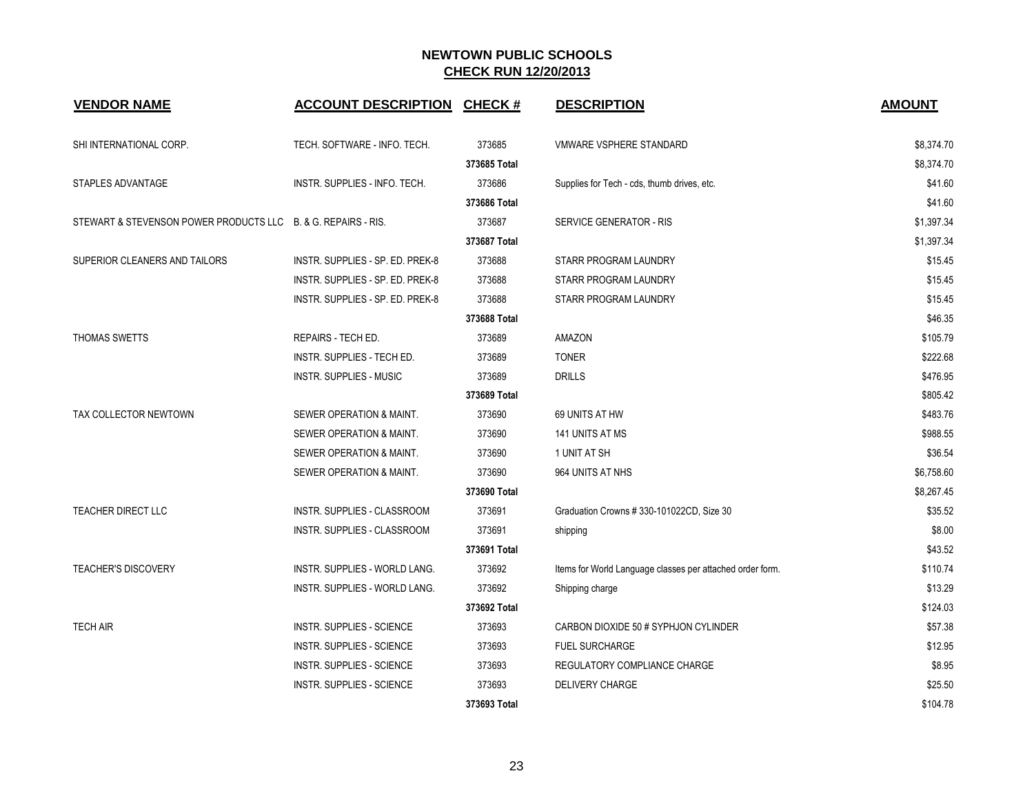# NEWTOWN PUBLIC SCHOOLS

## CHECK RUN 12/20/2013

| VENDOR NAME | ACCOUNT DESCRIPTION | CHECK # | DESCRIPTION | AMOUNT |
|---|---|---|---|---|
| SHI INTERNATIONAL CORP. | TECH. SOFTWARE - INFO. TECH. | 373685 | VMWARE VSPHERE STANDARD | $8,374.70 |
| | | 373685 Total | | $8,374.70 |
| STAPLES ADVANTAGE | INSTR. SUPPLIES - INFO. TECH. | 373686 | Supplies for Tech - cds, thumb drives, etc. | $41.60 |
| | | 373686 Total | | $41.60 |
| STEWART & STEVENSON POWER PRODUCTS LLC | B. & G. REPAIRS - RIS. | 373687 | SERVICE GENERATOR - RIS | $1,397.34 |
| | | 373687 Total | | $1,397.34 |
| SUPERIOR CLEANERS AND TAILORS | INSTR. SUPPLIES - SP. ED. PREK-8 | 373688 | STARR PROGRAM LAUNDRY | $15.45 |
| | INSTR. SUPPLIES - SP. ED. PREK-8 | 373688 | STARR PROGRAM LAUNDRY | $15.45 |
| | INSTR. SUPPLIES - SP. ED. PREK-8 | 373688 | STARR PROGRAM LAUNDRY | $15.45 |
| | | 373688 Total | | $46.35 |
| THOMAS SWETTS | REPAIRS - TECH ED. | 373689 | AMAZON | $105.79 |
| | INSTR. SUPPLIES - TECH ED. | 373689 | TONER | $222.68 |
| | INSTR. SUPPLIES - MUSIC | 373689 | DRILLS | $476.95 |
| | | 373689 Total | | $805.42 |
| TAX COLLECTOR NEWTOWN | SEWER OPERATION & MAINT. | 373690 | 69 UNITS AT HW | $483.76 |
| | SEWER OPERATION & MAINT. | 373690 | 141 UNITS AT MS | $988.55 |
| | SEWER OPERATION & MAINT. | 373690 | 1 UNIT AT SH | $36.54 |
| | SEWER OPERATION & MAINT. | 373690 | 964 UNITS AT NHS | $6,758.60 |
| | | 373690 Total | | $8,267.45 |
| TEACHER DIRECT LLC | INSTR. SUPPLIES - CLASSROOM | 373691 | Graduation Crowns # 330-101022CD, Size 30 | $35.52 |
| | INSTR. SUPPLIES - CLASSROOM | 373691 | shipping | $8.00 |
| | | 373691 Total | | $43.52 |
| TEACHER'S DISCOVERY | INSTR. SUPPLIES - WORLD LANG. | 373692 | Items for World Language classes per attached order form. | $110.74 |
| | INSTR. SUPPLIES - WORLD LANG. | 373692 | Shipping charge | $13.29 |
| | | 373692 Total | | $124.03 |
| TECH AIR | INSTR. SUPPLIES - SCIENCE | 373693 | CARBON DIOXIDE 50 # SYPHJON CYLINDER | $57.38 |
| | INSTR. SUPPLIES - SCIENCE | 373693 | FUEL SURCHARGE | $12.95 |
| | INSTR. SUPPLIES - SCIENCE | 373693 | REGULATORY COMPLIANCE CHARGE | $8.95 |
| | INSTR. SUPPLIES - SCIENCE | 373693 | DELIVERY CHARGE | $25.50 |
| | | 373693 Total | | $104.78 |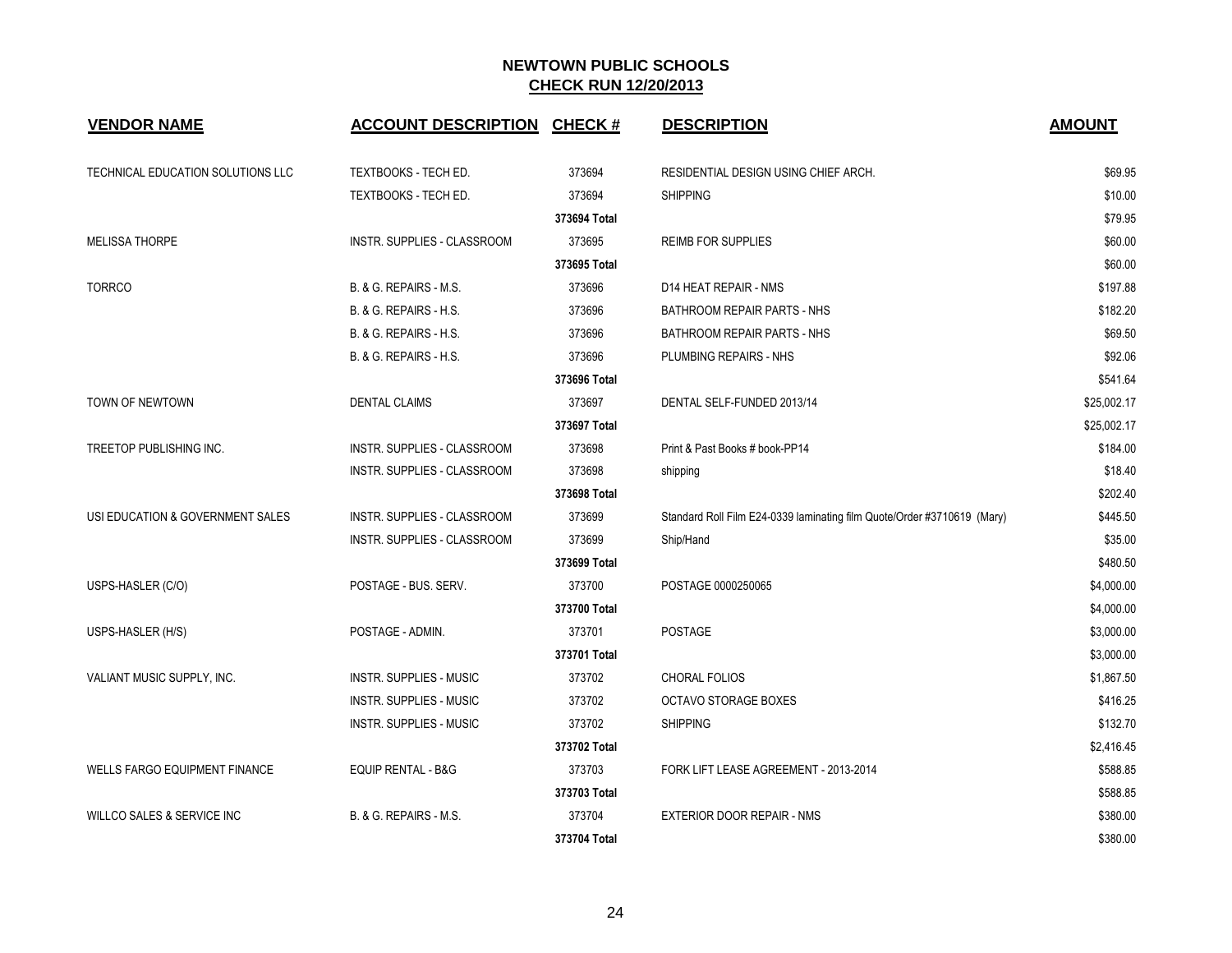# NEWTOWN PUBLIC SCHOOLS

## CHECK RUN 12/20/2013

| VENDOR NAME | ACCOUNT DESCRIPTION | CHECK # | DESCRIPTION | AMOUNT |
|---|---|---|---|---|
| TECHNICAL EDUCATION SOLUTIONS LLC | TEXTBOOKS - TECH ED. | 373694 | RESIDENTIAL DESIGN USING CHIEF ARCH. | $69.95 |
| | TEXTBOOKS - TECH ED. | 373694 | SHIPPING | $10.00 |
| | | 373694 Total | | $79.95 |
| MELISSA THORPE | INSTR. SUPPLIES - CLASSROOM | 373695 | REIMB FOR SUPPLIES | $60.00 |
| | | 373695 Total | | $60.00 |
| TORRCO | B. & G. REPAIRS - M.S. | 373696 | D14 HEAT REPAIR - NMS | $197.88 |
| | B. & G. REPAIRS - H.S. | 373696 | BATHROOM REPAIR PARTS - NHS | $182.20 |
| | B. & G. REPAIRS - H.S. | 373696 | BATHROOM REPAIR PARTS - NHS | $69.50 |
| | B. & G. REPAIRS - H.S. | 373696 | PLUMBING REPAIRS - NHS | $92.06 |
| | | 373696 Total | | $541.64 |
| TOWN OF NEWTOWN | DENTAL CLAIMS | 373697 | DENTAL SELF-FUNDED 2013/14 | $25,002.17 |
| | | 373697 Total | | $25,002.17 |
| TREETOP PUBLISHING INC. | INSTR. SUPPLIES - CLASSROOM | 373698 | Print & Past Books # book-PP14 | $184.00 |
| | INSTR. SUPPLIES - CLASSROOM | 373698 | shipping | $18.40 |
| | | 373698 Total | | $202.40 |
| USI EDUCATION & GOVERNMENT SALES | INSTR. SUPPLIES - CLASSROOM | 373699 | Standard Roll Film E24-0339 laminating film Quote/Order #3710619 (Mary) | $445.50 |
| | INSTR. SUPPLIES - CLASSROOM | 373699 | Ship/Hand | $35.00 |
| | | 373699 Total | | $480.50 |
| USPS-HASLER (C/O) | POSTAGE - BUS. SERV. | 373700 | POSTAGE 0000250065 | $4,000.00 |
| | | 373700 Total | | $4,000.00 |
| USPS-HASLER (H/S) | POSTAGE - ADMIN. | 373701 | POSTAGE | $3,000.00 |
| | | 373701 Total | | $3,000.00 |
| VALIANT MUSIC SUPPLY, INC. | INSTR. SUPPLIES - MUSIC | 373702 | CHORAL FOLIOS | $1,867.50 |
| | INSTR. SUPPLIES - MUSIC | 373702 | OCTAVO STORAGE BOXES | $416.25 |
| | INSTR. SUPPLIES - MUSIC | 373702 | SHIPPING | $132.70 |
| | | 373702 Total | | $2,416.45 |
| WELLS FARGO EQUIPMENT FINANCE | EQUIP RENTAL - B&G | 373703 | FORK LIFT LEASE AGREEMENT - 2013-2014 | $588.85 |
| | | 373703 Total | | $588.85 |
| WILLCO SALES & SERVICE INC | B. & G. REPAIRS - M.S. | 373704 | EXTERIOR DOOR REPAIR - NMS | $380.00 |
| | | 373704 Total | | $380.00 |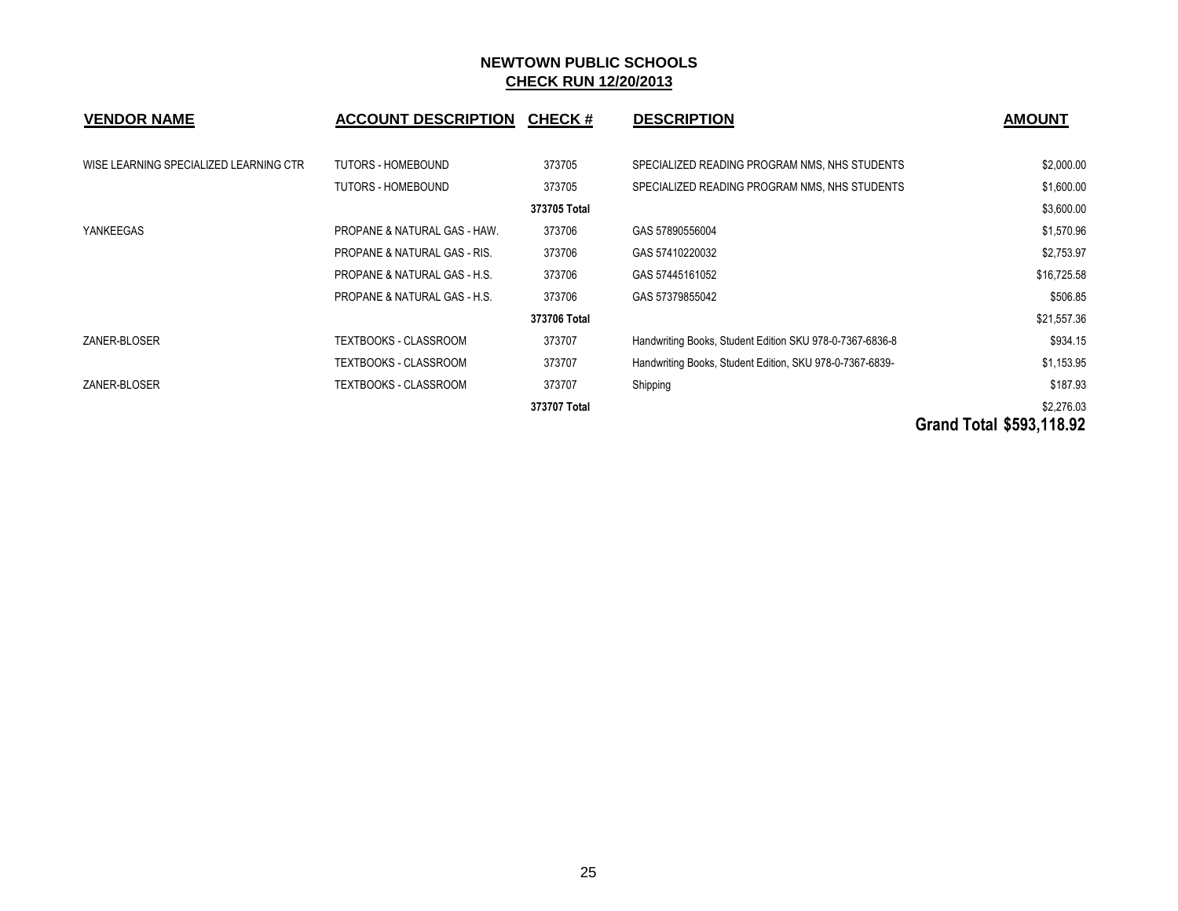## NEWTOWN PUBLIC SCHOOLS
## CHECK RUN 12/20/2013

| VENDOR NAME | ACCOUNT DESCRIPTION | CHECK # | DESCRIPTION | AMOUNT |
|---|---|---|---|---|
| WISE LEARNING SPECIALIZED LEARNING CTR | TUTORS - HOMEBOUND | 373705 | SPECIALIZED READING PROGRAM NMS, NHS STUDENTS | $2,000.00 |
| | TUTORS - HOMEBOUND | 373705 | SPECIALIZED READING PROGRAM NMS, NHS STUDENTS | $1,600.00 |
| | | **373705 Total** | | $3,600.00 |
| YANKEEGAS | PROPANE & NATURAL GAS - HAW. | 373706 | GAS 57890556004 | $1,570.96 |
| | PROPANE & NATURAL GAS - RIS. | 373706 | GAS 57410220032 | $2,753.97 |
| | PROPANE & NATURAL GAS - H.S. | 373706 | GAS 57445161052 | $16,725.58 |
| | PROPANE & NATURAL GAS - H.S. | 373706 | GAS 57379855042 | $506.85 |
| | | **373706 Total** | | $21,557.36 |
| ZANER-BLOSER | TEXTBOOKS - CLASSROOM | 373707 | Handwriting Books, Student Edition SKU 978-0-7367-6836-8 | $934.15 |
| | TEXTBOOKS - CLASSROOM | 373707 | Handwriting Books, Student Edition, SKU 978-0-7367-6839- | $1,153.95 |
| ZANER-BLOSER | TEXTBOOKS - CLASSROOM | 373707 | Shipping | $187.93 |
| | | **373707 Total** | | $2,276.03 |
| | | | | **Grand Total $593,118.92** |